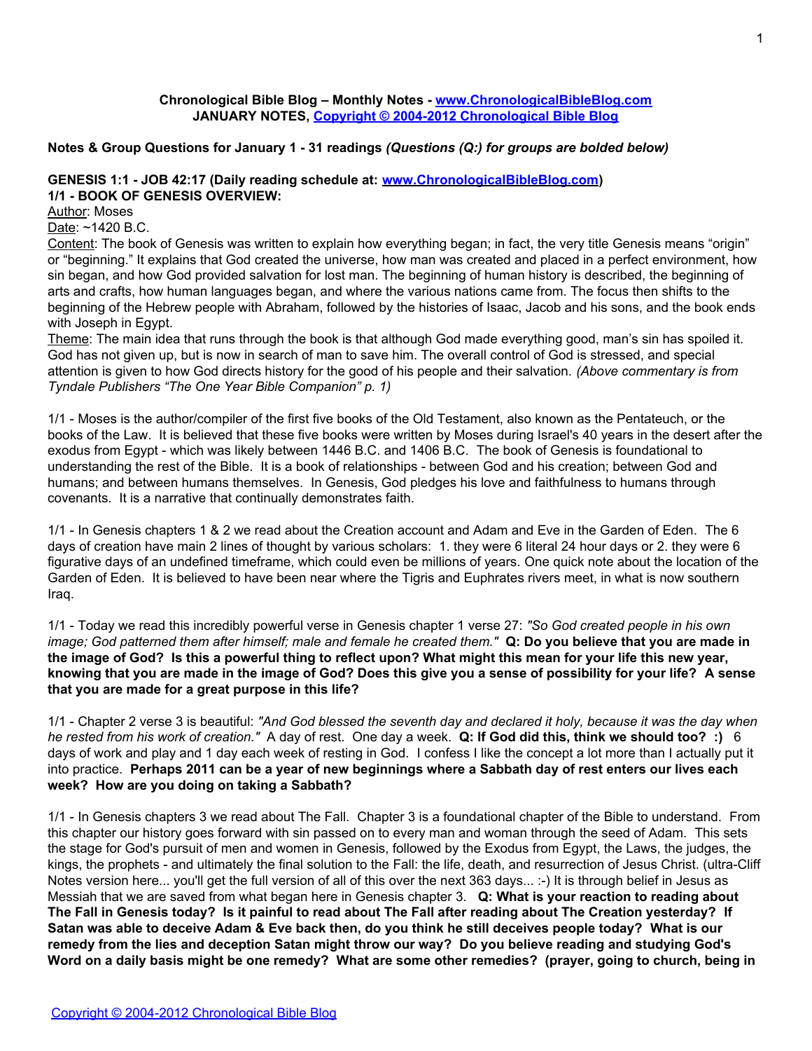**Chronological Bible Blog – Monthly Notes - [www.ChronologicalBibleBlog.com](http://www.ChronologicalBibleBlog.com)**
**JANUARY NOTES, [Copyright © 2004-2012 Chronological Bible Blog](http://www.ChronologicalBibleBlog.com)**

**Notes & Group Questions for January 1 - 31 readings** ***(Questions (Q:) for groups are bolded below)***

**GENESIS 1:1 - JOB 42:17 (Daily reading schedule at: [www.ChronologicalBibleBlog.com](http://www.ChronologicalBibleBlog.com))**
**1/1 - BOOK OF GENESIS OVERVIEW:**
Author: Moses
Date: ~1420 B.C.
Content: The book of Genesis was written to explain how everything began; in fact, the very title Genesis means "origin" or "beginning." It explains that God created the universe, how man was created and placed in a perfect environment, how sin began, and how God provided salvation for lost man. The beginning of human history is described, the beginning of arts and crafts, how human languages began, and where the various nations came from. The focus then shifts to the beginning of the Hebrew people with Abraham, followed by the histories of Isaac, Jacob and his sons, and the book ends with Joseph in Egypt.
Theme: The main idea that runs through the book is that although God made everything good, man's sin has spoiled it. God has not given up, but is now in search of man to save him. The overall control of God is stressed, and special attention is given to how God directs history for the good of his people and their salvation. *(Above commentary is from Tyndale Publishers "The One Year Bible Companion" p. 1)*

1/1 - Moses is the author/compiler of the first five books of the Old Testament, also known as the Pentateuch, or the books of the Law. It is believed that these five books were written by Moses during Israel's 40 years in the desert after the exodus from Egypt - which was likely between 1446 B.C. and 1406 B.C. The book of Genesis is foundational to understanding the rest of the Bible. It is a book of relationships - between God and his creation; between God and humans; and between humans themselves. In Genesis, God pledges his love and faithfulness to humans through covenants. It is a narrative that continually demonstrates faith.

1/1 - In Genesis chapters 1 & 2 we read about the Creation account and Adam and Eve in the Garden of Eden. The 6 days of creation have main 2 lines of thought by various scholars: 1. they were 6 literal 24 hour days or 2. they were 6 figurative days of an undefined timeframe, which could even be millions of years. One quick note about the location of the Garden of Eden. It is believed to have been near where the Tigris and Euphrates rivers meet, in what is now southern Iraq.

1/1 - Today we read this incredibly powerful verse in Genesis chapter 1 verse 27: *"So God created people in his own image; God patterned them after himself; male and female he created them."* **Q: Do you believe that you are made in the image of God? Is this a powerful thing to reflect upon? What might this mean for your life this new year, knowing that you are made in the image of God? Does this give you a sense of possibility for your life? A sense that you are made for a great purpose in this life?**

1/1 - Chapter 2 verse 3 is beautiful: *"And God blessed the seventh day and declared it holy, because it was the day when he rested from his work of creation."* A day of rest. One day a week. **Q: If God did this, think we should too? :)** 6 days of work and play and 1 day each week of resting in God. I confess I like the concept a lot more than I actually put it into practice. **Perhaps 2011 can be a year of new beginnings where a Sabbath day of rest enters our lives each week? How are you doing on taking a Sabbath?**

1/1 - In Genesis chapters 3 we read about The Fall. Chapter 3 is a foundational chapter of the Bible to understand. From this chapter our history goes forward with sin passed on to every man and woman through the seed of Adam. This sets the stage for God's pursuit of men and women in Genesis, followed by the Exodus from Egypt, the Laws, the judges, the kings, the prophets - and ultimately the final solution to the Fall: the life, death, and resurrection of Jesus Christ. (ultra-Cliff Notes version here... you'll get the full version of all of this over the next 363 days... :-) It is through belief in Jesus as Messiah that we are saved from what began here in Genesis chapter 3. **Q: What is your reaction to reading about The Fall in Genesis today? Is it painful to read about The Fall after reading about The Creation yesterday? If Satan was able to deceive Adam & Eve back then, do you think he still deceives people today? What is our remedy from the lies and deception Satan might throw our way? Do you believe reading and studying God's Word on a daily basis might be one remedy? What are some other remedies? (prayer, going to church, being in**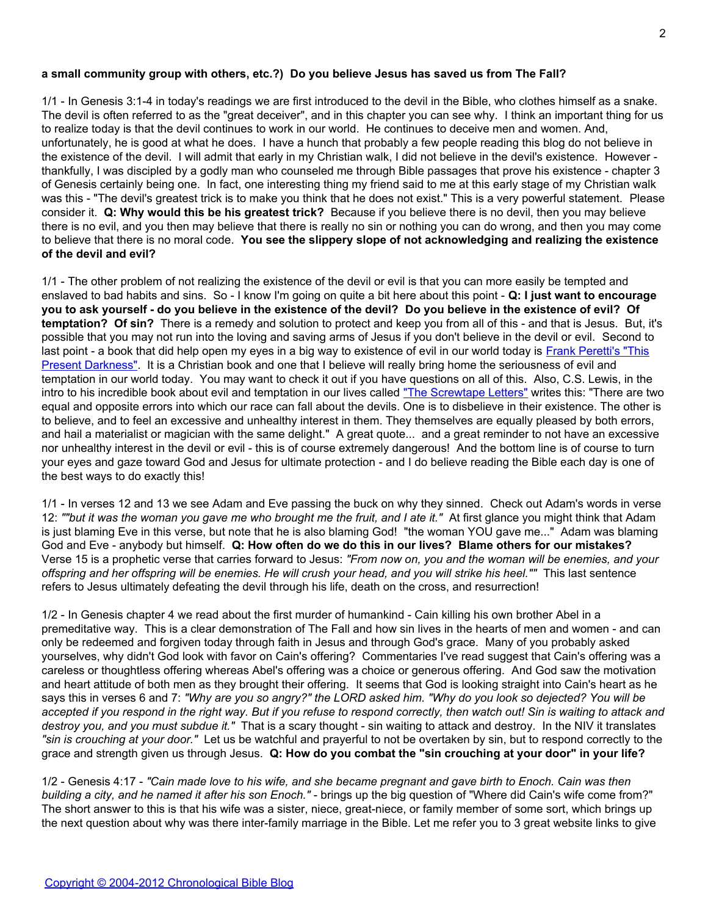**a small community group with others, etc.?) Do you believe Jesus has saved us from The Fall?**

1/1 - In Genesis 3:1-4 in today's readings we are first introduced to the devil in the Bible, who clothes himself as a snake. The devil is often referred to as the "great deceiver", and in this chapter you can see why. I think an important thing for us to realize today is that the devil continues to work in our world. He continues to deceive men and women. And, unfortunately, he is good at what he does. I have a hunch that probably a few people reading this blog do not believe in the existence of the devil. I will admit that early in my Christian walk, I did not believe in the devil's existence. However - thankfully, I was discipled by a godly man who counseled me through Bible passages that prove his existence - chapter 3 of Genesis certainly being one. In fact, one interesting thing my friend said to me at this early stage of my Christian walk was this - "The devil's greatest trick is to make you think that he does not exist." This is a very powerful statement. Please consider it. **Q: Why would this be his greatest trick?** Because if you believe there is no devil, then you may believe there is no evil, and you then may believe that there is really no sin or nothing you can do wrong, and then you may come to believe that there is no moral code. **You see the slippery slope of not acknowledging and realizing the existence of the devil and evil?**

1/1 - The other problem of not realizing the existence of the devil or evil is that you can more easily be tempted and enslaved to bad habits and sins. So - I know I'm going on quite a bit here about this point - **Q: I just want to encourage you to ask yourself - do you believe in the existence of the devil? Do you believe in the existence of evil? Of temptation? Of sin?** There is a remedy and solution to protect and keep you from all of this - and that is Jesus. But, it's possible that you may not run into the loving and saving arms of Jesus if you don't believe in the devil or evil. Second to last point - a book that did help open my eyes in a big way to existence of evil in our world today is [Frank Peretti's "This Present Darkness"](). It is a Christian book and one that I believe will really bring home the seriousness of evil and temptation in our world today. You may want to check it out if you have questions on all of this. Also, C.S. Lewis, in the intro to his incredible book about evil and temptation in our lives called ["The Screwtape Letters"]() writes this: "There are two equal and opposite errors into which our race can fall about the devils. One is to disbelieve in their existence. The other is to believe, and to feel an excessive and unhealthy interest in them. They themselves are equally pleased by both errors, and hail a materialist or magician with the same delight." A great quote... and a great reminder to not have an excessive nor unhealthy interest in the devil or evil - this is of course extremely dangerous! And the bottom line is of course to turn your eyes and gaze toward God and Jesus for ultimate protection - and I do believe reading the Bible each day is one of the best ways to do exactly this!

1/1 - In verses 12 and 13 we see Adam and Eve passing the buck on why they sinned. Check out Adam's words in verse 12: *""but it was the woman you gave me who brought me the fruit, and I ate it."* At first glance you might think that Adam is just blaming Eve in this verse, but note that he is also blaming God! "the woman YOU gave me..." Adam was blaming God and Eve - anybody but himself. **Q: How often do we do this in our lives? Blame others for our mistakes?** Verse 15 is a prophetic verse that carries forward to Jesus: *"From now on, you and the woman will be enemies, and your offspring and her offspring will be enemies. He will crush your head, and you will strike his heel.""* This last sentence refers to Jesus ultimately defeating the devil through his life, death on the cross, and resurrection!

1/2 - In Genesis chapter 4 we read about the first murder of humankind - Cain killing his own brother Abel in a premeditative way. This is a clear demonstration of The Fall and how sin lives in the hearts of men and women - and can only be redeemed and forgiven today through faith in Jesus and through God's grace. Many of you probably asked yourselves, why didn't God look with favor on Cain's offering? Commentaries I've read suggest that Cain's offering was a careless or thoughtless offering whereas Abel's offering was a choice or generous offering. And God saw the motivation and heart attitude of both men as they brought their offering. It seems that God is looking straight into Cain's heart as he says this in verses 6 and 7: *"Why are you so angry?" the LORD asked him. "Why do you look so dejected? You will be accepted if you respond in the right way. But if you refuse to respond correctly, then watch out! Sin is waiting to attack and destroy you, and you must subdue it."* That is a scary thought - sin waiting to attack and destroy. In the NIV it translates *"sin is crouching at your door."* Let us be watchful and prayerful to not be overtaken by sin, but to respond correctly to the grace and strength given us through Jesus. **Q: How do you combat the "sin crouching at your door" in your life?**

1/2 - Genesis 4:17 - *"Cain made love to his wife, and she became pregnant and gave birth to Enoch. Cain was then building a city, and he named it after his son Enoch."* - brings up the big question of "Where did Cain's wife come from?" The short answer to this is that his wife was a sister, niece, great-niece, or family member of some sort, which brings up the next question about why was there inter-family marriage in the Bible. Let me refer you to 3 great website links to give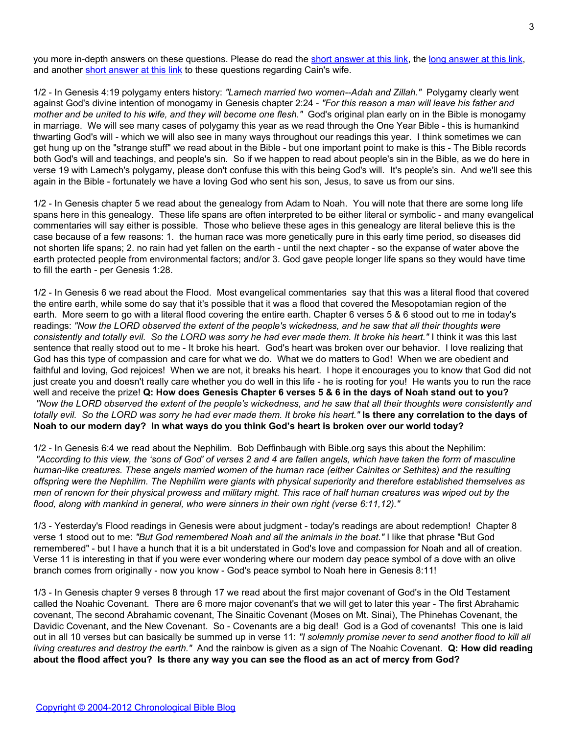you more in-depth answers on these questions. Please do read the short answer at this link, the long answer at this link, and another short answer at this link to these questions regarding Cain's wife.

1/2 - In Genesis 4:19 polygamy enters history: *"Lamech married two women--Adah and Zillah."* Polygamy clearly went against God's divine intention of monogamy in Genesis chapter 2:24 - *"For this reason a man will leave his father and mother and be united to his wife, and they will become one flesh."* God's original plan early on in the Bible is monogamy in marriage. We will see many cases of polygamy this year as we read through the One Year Bible - this is humankind thwarting God's will - which we will also see in many ways throughout our readings this year. I think sometimes we can get hung up on the "strange stuff" we read about in the Bible - but one important point to make is this - The Bible records both God's will and teachings, and people's sin. So if we happen to read about people's sin in the Bible, as we do here in verse 19 with Lamech's polygamy, please don't confuse this with this being God's will. It's people's sin. And we'll see this again in the Bible - fortunately we have a loving God who sent his son, Jesus, to save us from our sins.

1/2 - In Genesis chapter 5 we read about the genealogy from Adam to Noah. You will note that there are some long life spans here in this genealogy. These life spans are often interpreted to be either literal or symbolic - and many evangelical commentaries will say either is possible. Those who believe these ages in this genealogy are literal believe this is the case because of a few reasons: 1. the human race was more genetically pure in this early time period, so diseases did not shorten life spans; 2. no rain had yet fallen on the earth - until the next chapter - so the expanse of water above the earth protected people from environmental factors; and/or 3. God gave people longer life spans so they would have time to fill the earth - per Genesis 1:28.

1/2 - In Genesis 6 we read about the Flood. Most evangelical commentaries say that this was a literal flood that covered the entire earth, while some do say that it's possible that it was a flood that covered the Mesopotamian region of the earth. More seem to go with a literal flood covering the entire earth. Chapter 6 verses 5 & 6 stood out to me in today's readings: *"Now the LORD observed the extent of the people's wickedness, and he saw that all their thoughts were consistently and totally evil. So the LORD was sorry he had ever made them. It broke his heart."* I think it was this last sentence that really stood out to me - It broke his heart. God's heart was broken over our behavior. I love realizing that God has this type of compassion and care for what we do. What we do matters to God! When we are obedient and faithful and loving, God rejoices! When we are not, it breaks his heart. I hope it encourages you to know that God did not just create you and doesn't really care whether you do well in this life - he is rooting for you! He wants you to run the race well and receive the prize! **Q: How does Genesis Chapter 6 verses 5 & 6 in the days of Noah stand out to you?** *"Now the LORD observed the extent of the people's wickedness, and he saw that all their thoughts were consistently and totally evil. So the LORD was sorry he had ever made them. It broke his heart."* **Is there any correlation to the days of Noah to our modern day? In what ways do you think God's heart is broken over our world today?**

1/2 - In Genesis 6:4 we read about the Nephilim. Bob Deffinbaugh with Bible.org says this about the Nephilim: *"According to this view, the 'sons of God' of verses 2 and 4 are fallen angels, which have taken the form of masculine human-like creatures. These angels married women of the human race (either Cainites or Sethites) and the resulting offspring were the Nephilim. The Nephilim were giants with physical superiority and therefore established themselves as men of renown for their physical prowess and military might. This race of half human creatures was wiped out by the flood, along with mankind in general, who were sinners in their own right (verse 6:11,12)."*

1/3 - Yesterday's Flood readings in Genesis were about judgment - today's readings are about redemption! Chapter 8 verse 1 stood out to me: *"But God remembered Noah and all the animals in the boat."* I like that phrase "But God remembered" - but I have a hunch that it is a bit understated in God's love and compassion for Noah and all of creation. Verse 11 is interesting in that if you were ever wondering where our modern day peace symbol of a dove with an olive branch comes from originally - now you know - God's peace symbol to Noah here in Genesis 8:11!

1/3 - In Genesis chapter 9 verses 8 through 17 we read about the first major covenant of God's in the Old Testament called the Noahic Covenant. There are 6 more major covenant's that we will get to later this year - The first Abrahamic covenant, The second Abrahamic covenant, The Sinaitic Covenant (Moses on Mt. Sinai), The Phinehas Covenant, the Davidic Covenant, and the New Covenant. So - Covenants are a big deal! God is a God of covenants! This one is laid out in all 10 verses but can basically be summed up in verse 11: *"I solemnly promise never to send another flood to kill all living creatures and destroy the earth."* And the rainbow is given as a sign of The Noahic Covenant. **Q: How did reading about the flood affect you? Is there any way you can see the flood as an act of mercy from God?**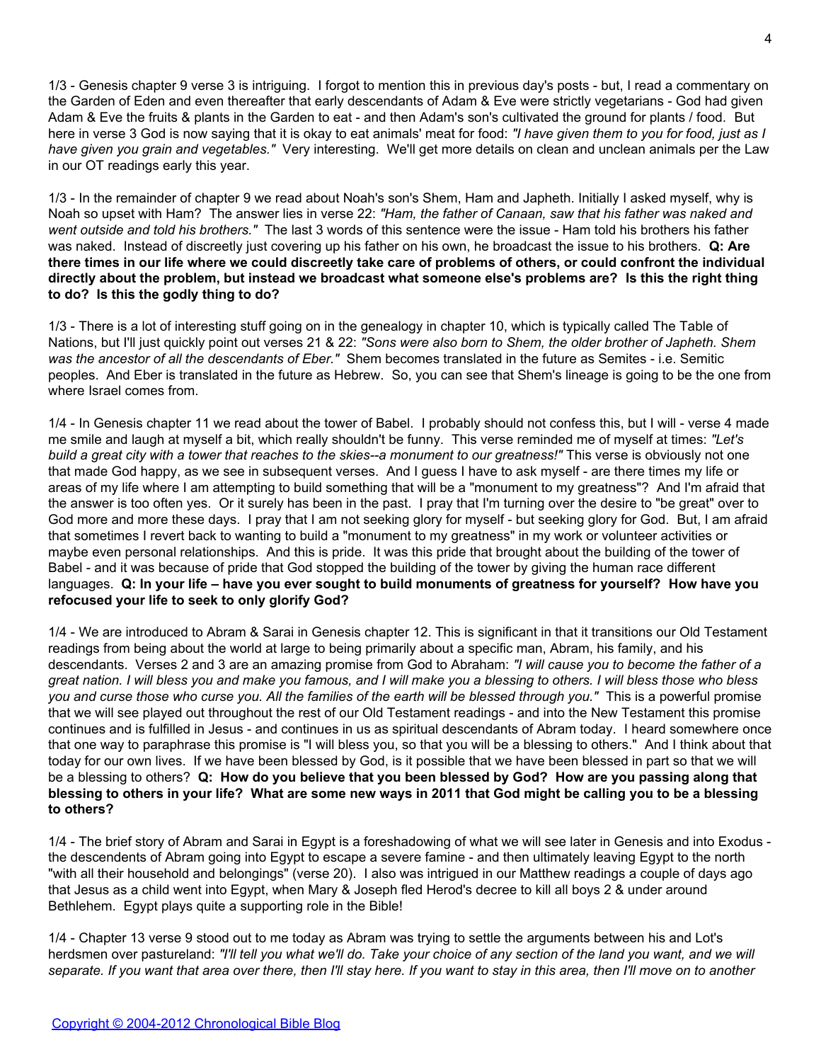1/3 - Genesis chapter 9 verse 3 is intriguing. I forgot to mention this in previous day's posts - but, I read a commentary on the Garden of Eden and even thereafter that early descendants of Adam & Eve were strictly vegetarians - God had given Adam & Eve the fruits & plants in the Garden to eat - and then Adam's son's cultivated the ground for plants / food. But here in verse 3 God is now saying that it is okay to eat animals' meat for food: *"I have given them to you for food, just as I have given you grain and vegetables."* Very interesting. We'll get more details on clean and unclean animals per the Law in our OT readings early this year.

1/3 - In the remainder of chapter 9 we read about Noah's son's Shem, Ham and Japheth. Initially I asked myself, why is Noah so upset with Ham? The answer lies in verse 22: *"Ham, the father of Canaan, saw that his father was naked and went outside and told his brothers."* The last 3 words of this sentence were the issue - Ham told his brothers his father was naked. Instead of discreetly just covering up his father on his own, he broadcast the issue to his brothers. **Q: Are there times in our life where we could discreetly take care of problems of others, or could confront the individual directly about the problem, but instead we broadcast what someone else's problems are? Is this the right thing to do? Is this the godly thing to do?**

1/3 - There is a lot of interesting stuff going on in the genealogy in chapter 10, which is typically called The Table of Nations, but I'll just quickly point out verses 21 & 22: *"Sons were also born to Shem, the older brother of Japheth. Shem was the ancestor of all the descendants of Eber."* Shem becomes translated in the future as Semites - i.e. Semitic peoples. And Eber is translated in the future as Hebrew. So, you can see that Shem's lineage is going to be the one from where Israel comes from.

1/4 - In Genesis chapter 11 we read about the tower of Babel. I probably should not confess this, but I will - verse 4 made me smile and laugh at myself a bit, which really shouldn't be funny. This verse reminded me of myself at times: *"Let's build a great city with a tower that reaches to the skies--a monument to our greatness!"* This verse is obviously not one that made God happy, as we see in subsequent verses. And I guess I have to ask myself - are there times my life or areas of my life where I am attempting to build something that will be a "monument to my greatness"? And I'm afraid that the answer is too often yes. Or it surely has been in the past. I pray that I'm turning over the desire to "be great" over to God more and more these days. I pray that I am not seeking glory for myself - but seeking glory for God. But, I am afraid that sometimes I revert back to wanting to build a "monument to my greatness" in my work or volunteer activities or maybe even personal relationships. And this is pride. It was this pride that brought about the building of the tower of Babel - and it was because of pride that God stopped the building of the tower by giving the human race different languages. **Q: In your life – have you ever sought to build monuments of greatness for yourself? How have you refocused your life to seek to only glorify God?**

1/4 - We are introduced to Abram & Sarai in Genesis chapter 12. This is significant in that it transitions our Old Testament readings from being about the world at large to being primarily about a specific man, Abram, his family, and his descendants. Verses 2 and 3 are an amazing promise from God to Abraham: *"I will cause you to become the father of a great nation. I will bless you and make you famous, and I will make you a blessing to others. I will bless those who bless you and curse those who curse you. All the families of the earth will be blessed through you."* This is a powerful promise that we will see played out throughout the rest of our Old Testament readings - and into the New Testament this promise continues and is fulfilled in Jesus - and continues in us as spiritual descendants of Abram today. I heard somewhere once that one way to paraphrase this promise is "I will bless you, so that you will be a blessing to others." And I think about that today for our own lives. If we have been blessed by God, is it possible that we have been blessed in part so that we will be a blessing to others? **Q: How do you believe that you been blessed by God? How are you passing along that blessing to others in your life? What are some new ways in 2011 that God might be calling you to be a blessing to others?**

1/4 - The brief story of Abram and Sarai in Egypt is a foreshadowing of what we will see later in Genesis and into Exodus - the descendents of Abram going into Egypt to escape a severe famine - and then ultimately leaving Egypt to the north "with all their household and belongings" (verse 20). I also was intrigued in our Matthew readings a couple of days ago that Jesus as a child went into Egypt, when Mary & Joseph fled Herod's decree to kill all boys 2 & under around Bethlehem. Egypt plays quite a supporting role in the Bible!

1/4 - Chapter 13 verse 9 stood out to me today as Abram was trying to settle the arguments between his and Lot's herdsmen over pastureland: *"I'll tell you what we'll do. Take your choice of any section of the land you want, and we will separate. If you want that area over there, then I'll stay here. If you want to stay in this area, then I'll move on to another*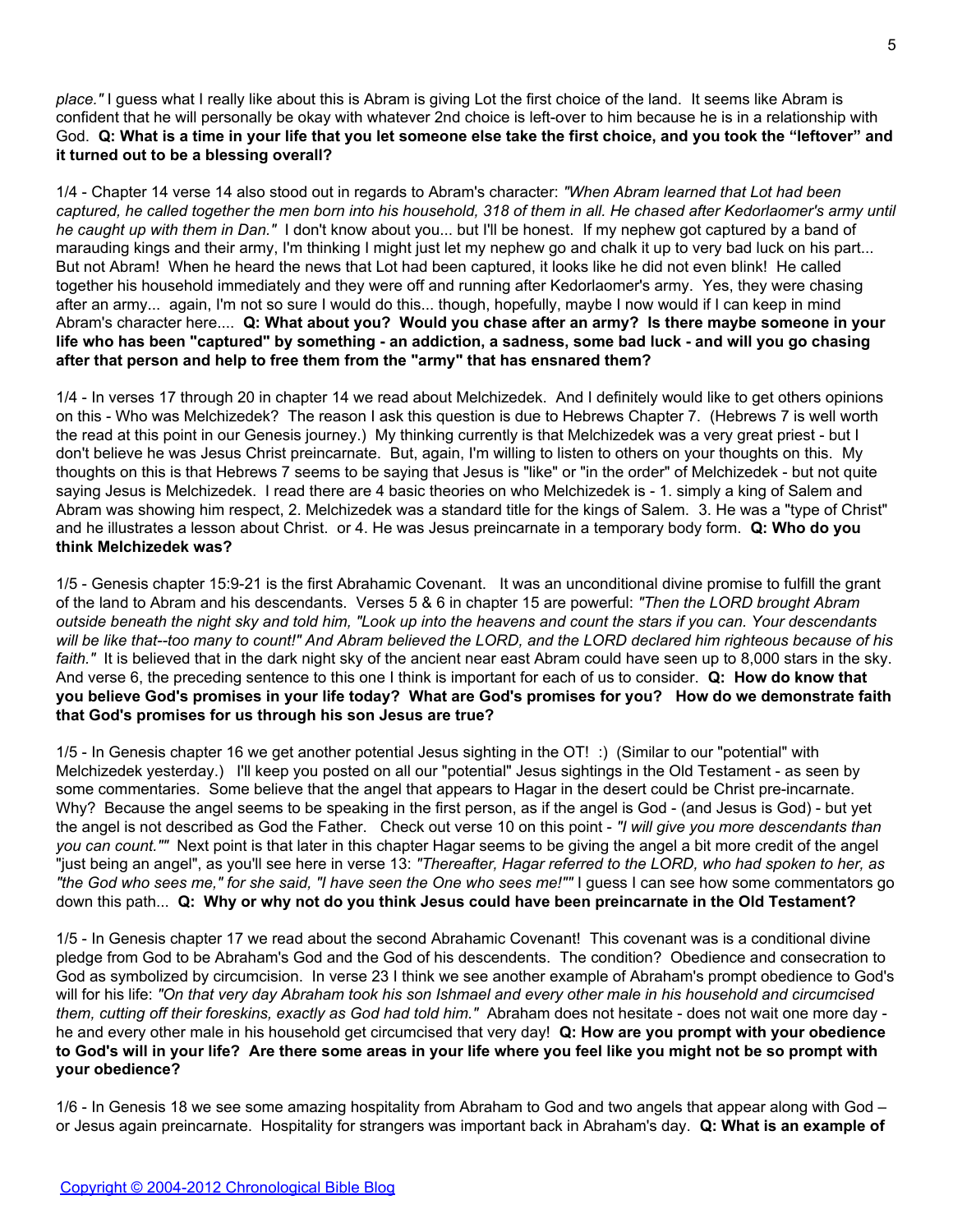*place."* I guess what I really like about this is Abram is giving Lot the first choice of the land. It seems like Abram is confident that he will personally be okay with whatever 2nd choice is left-over to him because he is in a relationship with God. **Q: What is a time in your life that you let someone else take the first choice, and you took the "leftover" and it turned out to be a blessing overall?**

1/4 - Chapter 14 verse 14 also stood out in regards to Abram's character: *"When Abram learned that Lot had been captured, he called together the men born into his household, 318 of them in all. He chased after Kedorlaomer's army until he caught up with them in Dan."* I don't know about you... but I'll be honest. If my nephew got captured by a band of marauding kings and their army, I'm thinking I might just let my nephew go and chalk it up to very bad luck on his part... But not Abram! When he heard the news that Lot had been captured, it looks like he did not even blink! He called together his household immediately and they were off and running after Kedorlaomer's army. Yes, they were chasing after an army... again, I'm not so sure I would do this... though, hopefully, maybe I now would if I can keep in mind Abram's character here.... **Q: What about you? Would you chase after an army? Is there maybe someone in your life who has been "captured" by something - an addiction, a sadness, some bad luck - and will you go chasing after that person and help to free them from the "army" that has ensnared them?**

1/4 - In verses 17 through 20 in chapter 14 we read about Melchizedek. And I definitely would like to get others opinions on this - Who was Melchizedek? The reason I ask this question is due to Hebrews Chapter 7. (Hebrews 7 is well worth the read at this point in our Genesis journey.) My thinking currently is that Melchizedek was a very great priest - but I don't believe he was Jesus Christ preincarnate. But, again, I'm willing to listen to others on your thoughts on this. My thoughts on this is that Hebrews 7 seems to be saying that Jesus is "like" or "in the order" of Melchizedek - but not quite saying Jesus is Melchizedek. I read there are 4 basic theories on who Melchizedek is - 1. simply a king of Salem and Abram was showing him respect, 2. Melchizedek was a standard title for the kings of Salem. 3. He was a "type of Christ" and he illustrates a lesson about Christ. or 4. He was Jesus preincarnate in a temporary body form. **Q: Who do you think Melchizedek was?**

1/5 - Genesis chapter 15:9-21 is the first Abrahamic Covenant. It was an unconditional divine promise to fulfill the grant of the land to Abram and his descendants. Verses 5 & 6 in chapter 15 are powerful: *"Then the LORD brought Abram outside beneath the night sky and told him, "Look up into the heavens and count the stars if you can. Your descendants will be like that--too many to count!" And Abram believed the LORD, and the LORD declared him righteous because of his faith."* It is believed that in the dark night sky of the ancient near east Abram could have seen up to 8,000 stars in the sky. And verse 6, the preceding sentence to this one I think is important for each of us to consider. **Q: How do know that you believe God's promises in your life today? What are God's promises for you? How do we demonstrate faith that God's promises for us through his son Jesus are true?**

1/5 - In Genesis chapter 16 we get another potential Jesus sighting in the OT! :) (Similar to our "potential" with Melchizedek yesterday.) I'll keep you posted on all our "potential" Jesus sightings in the Old Testament - as seen by some commentaries. Some believe that the angel that appears to Hagar in the desert could be Christ pre-incarnate. Why? Because the angel seems to be speaking in the first person, as if the angel is God - (and Jesus is God) - but yet the angel is not described as God the Father. Check out verse 10 on this point - *"I will give you more descendants than you can count.""* Next point is that later in this chapter Hagar seems to be giving the angel a bit more credit of the angel "just being an angel", as you'll see here in verse 13: *"Thereafter, Hagar referred to the LORD, who had spoken to her, as "the God who sees me," for she said, "I have seen the One who sees me!""* I guess I can see how some commentators go down this path... **Q: Why or why not do you think Jesus could have been preincarnate in the Old Testament?**

1/5 - In Genesis chapter 17 we read about the second Abrahamic Covenant! This covenant was is a conditional divine pledge from God to be Abraham's God and the God of his descendents. The condition? Obedience and consecration to God as symbolized by circumcision. In verse 23 I think we see another example of Abraham's prompt obedience to God's will for his life: *"On that very day Abraham took his son Ishmael and every other male in his household and circumcised them, cutting off their foreskins, exactly as God had told him."* Abraham does not hesitate - does not wait one more day - he and every other male in his household get circumcised that very day! **Q: How are you prompt with your obedience to God's will in your life? Are there some areas in your life where you feel like you might not be so prompt with your obedience?**

1/6 - In Genesis 18 we see some amazing hospitality from Abraham to God and two angels that appear along with God – or Jesus again preincarnate. Hospitality for strangers was important back in Abraham's day. **Q: What is an example of**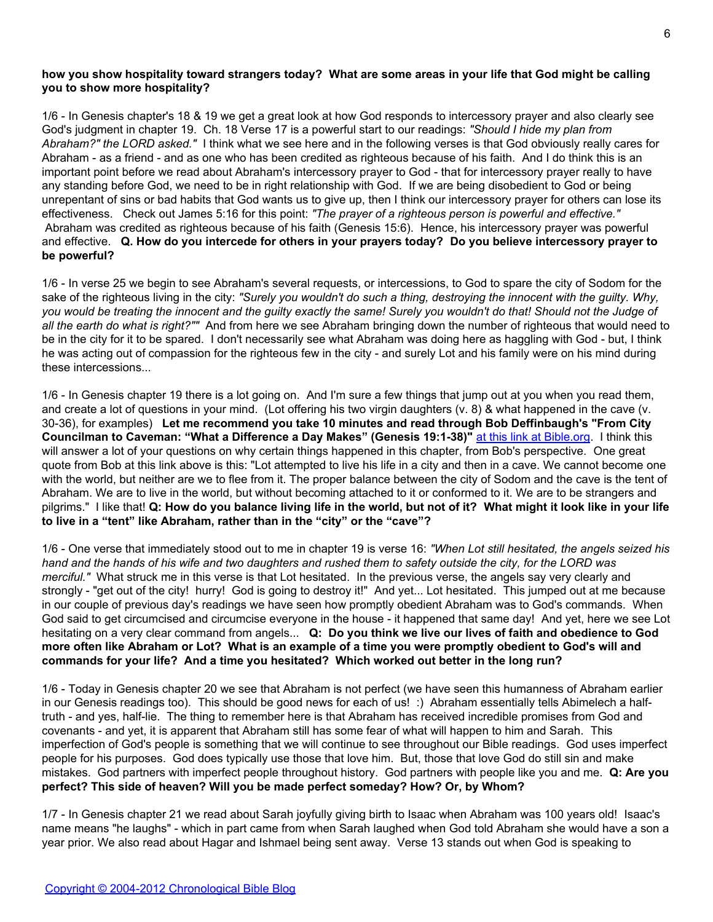**how you show hospitality toward strangers today? What are some areas in your life that God might be calling you to show more hospitality?**

1/6 - In Genesis chapter's 18 & 19 we get a great look at how God responds to intercessory prayer and also clearly see God's judgment in chapter 19. Ch. 18 Verse 17 is a powerful start to our readings: *"Should I hide my plan from Abraham?" the LORD asked."* I think what we see here and in the following verses is that God obviously really cares for Abraham - as a friend - and as one who has been credited as righteous because of his faith. And I do think this is an important point before we read about Abraham's intercessory prayer to God - that for intercessory prayer really to have any standing before God, we need to be in right relationship with God. If we are being disobedient to God or being unrepentant of sins or bad habits that God wants us to give up, then I think our intercessory prayer for others can lose its effectiveness. Check out James 5:16 for this point: *"The prayer of a righteous person is powerful and effective."* Abraham was credited as righteous because of his faith (Genesis 15:6). Hence, his intercessory prayer was powerful and effective. **Q. How do you intercede for others in your prayers today? Do you believe intercessory prayer to be powerful?**

1/6 - In verse 25 we begin to see Abraham's several requests, or intercessions, to God to spare the city of Sodom for the sake of the righteous living in the city: *"Surely you wouldn't do such a thing, destroying the innocent with the guilty. Why, you would be treating the innocent and the guilty exactly the same! Surely you wouldn't do that! Should not the Judge of all the earth do what is right?""* And from here we see Abraham bringing down the number of righteous that would need to be in the city for it to be spared. I don't necessarily see what Abraham was doing here as haggling with God - but, I think he was acting out of compassion for the righteous few in the city - and surely Lot and his family were on his mind during these intercessions...

1/6 - In Genesis chapter 19 there is a lot going on. And I'm sure a few things that jump out at you when you read them, and create a lot of questions in your mind. (Lot offering his two virgin daughters (v. 8) & what happened in the cave (v. 30-36), for examples) **Let me recommend you take 10 minutes and read through Bob Deffinbaugh's "From City Councilman to Caveman: "What a Difference a Day Makes" (Genesis 19:1-38)"** at this link at Bible.org. I think this will answer a lot of your questions on why certain things happened in this chapter, from Bob's perspective. One great quote from Bob at this link above is this: "Lot attempted to live his life in a city and then in a cave. We cannot become one with the world, but neither are we to flee from it. The proper balance between the city of Sodom and the cave is the tent of Abraham. We are to live in the world, but without becoming attached to it or conformed to it. We are to be strangers and pilgrims." I like that! **Q: How do you balance living life in the world, but not of it? What might it look like in your life to live in a "tent" like Abraham, rather than in the "city" or the "cave"?**

1/6 - One verse that immediately stood out to me in chapter 19 is verse 16: *"When Lot still hesitated, the angels seized his hand and the hands of his wife and two daughters and rushed them to safety outside the city, for the LORD was merciful."* What struck me in this verse is that Lot hesitated. In the previous verse, the angels say very clearly and strongly - "get out of the city! hurry! God is going to destroy it!" And yet... Lot hesitated. This jumped out at me because in our couple of previous day's readings we have seen how promptly obedient Abraham was to God's commands. When God said to get circumcised and circumcise everyone in the house - it happened that same day! And yet, here we see Lot hesitating on a very clear command from angels... **Q: Do you think we live our lives of faith and obedience to God more often like Abraham or Lot? What is an example of a time you were promptly obedient to God's will and commands for your life? And a time you hesitated? Which worked out better in the long run?**

1/6 - Today in Genesis chapter 20 we see that Abraham is not perfect (we have seen this humanness of Abraham earlier in our Genesis readings too). This should be good news for each of us! :) Abraham essentially tells Abimelech a half-truth - and yes, half-lie. The thing to remember here is that Abraham has received incredible promises from God and covenants - and yet, it is apparent that Abraham still has some fear of what will happen to him and Sarah. This imperfection of God's people is something that we will continue to see throughout our Bible readings. God uses imperfect people for his purposes. God does typically use those that love him. But, those that love God do still sin and make mistakes. God partners with imperfect people throughout history. God partners with people like you and me. **Q: Are you perfect? This side of heaven? Will you be made perfect someday? How? Or, by Whom?**

1/7 - In Genesis chapter 21 we read about Sarah joyfully giving birth to Isaac when Abraham was 100 years old! Isaac's name means "he laughs" - which in part came from when Sarah laughed when God told Abraham she would have a son a year prior. We also read about Hagar and Ishmael being sent away. Verse 13 stands out when God is speaking to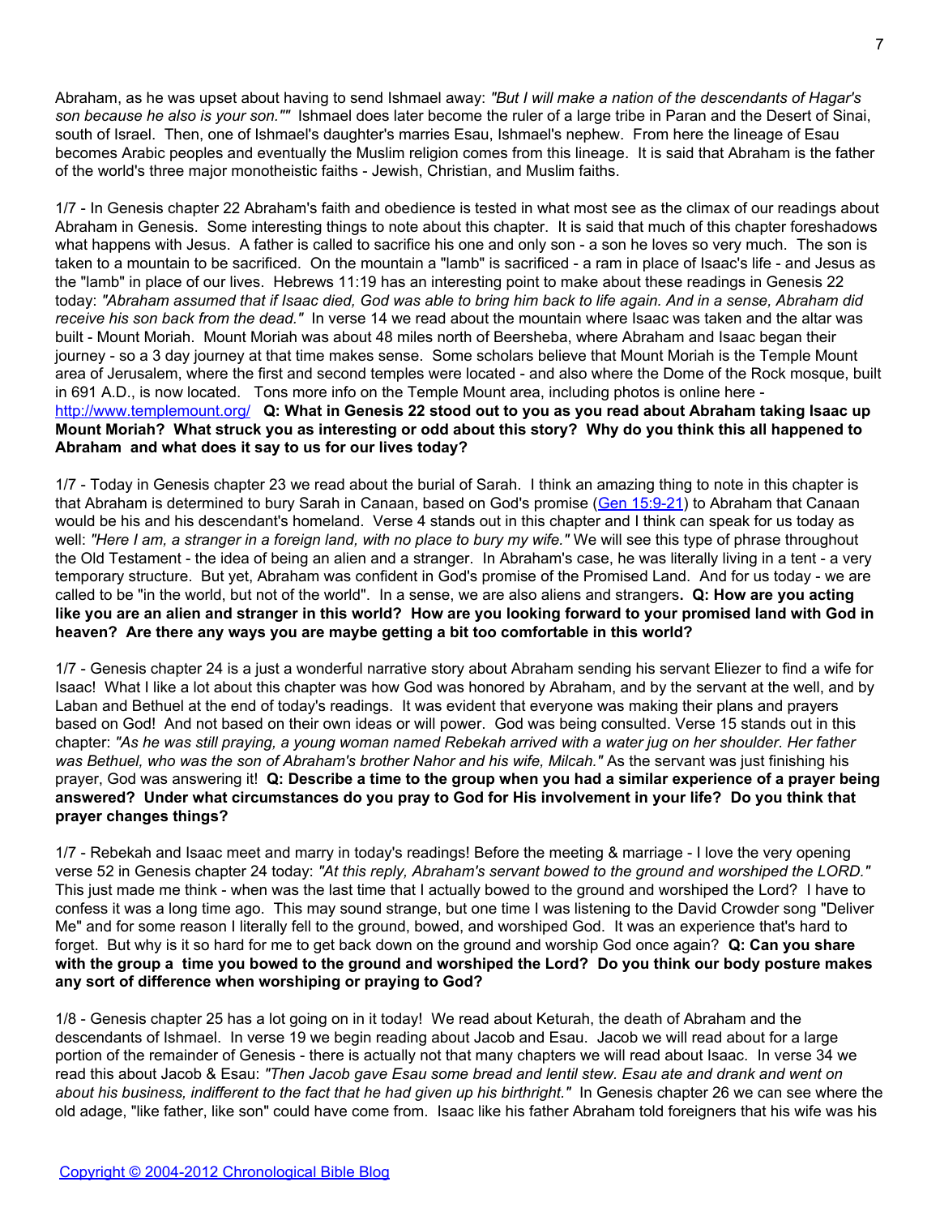Abraham, as he was upset about having to send Ishmael away: *"But I will make a nation of the descendants of Hagar's son because he also is your son.""* Ishmael does later become the ruler of a large tribe in Paran and the Desert of Sinai, south of Israel. Then, one of Ishmael's daughter's marries Esau, Ishmael's nephew. From here the lineage of Esau becomes Arabic peoples and eventually the Muslim religion comes from this lineage. It is said that Abraham is the father of the world's three major monotheistic faiths - Jewish, Christian, and Muslim faiths.

1/7 - In Genesis chapter 22 Abraham's faith and obedience is tested in what most see as the climax of our readings about Abraham in Genesis. Some interesting things to note about this chapter. It is said that much of this chapter foreshadows what happens with Jesus. A father is called to sacrifice his one and only son - a son he loves so very much. The son is taken to a mountain to be sacrificed. On the mountain a "lamb" is sacrificed - a ram in place of Isaac's life - and Jesus as the "lamb" in place of our lives. Hebrews 11:19 has an interesting point to make about these readings in Genesis 22 today: *"Abraham assumed that if Isaac died, God was able to bring him back to life again. And in a sense, Abraham did receive his son back from the dead."* In verse 14 we read about the mountain where Isaac was taken and the altar was built - Mount Moriah. Mount Moriah was about 48 miles north of Beersheba, where Abraham and Isaac began their journey - so a 3 day journey at that time makes sense. Some scholars believe that Mount Moriah is the Temple Mount area of Jerusalem, where the first and second temples were located - and also where the Dome of the Rock mosque, built in 691 A.D., is now located. Tons more info on the Temple Mount area, including photos is online here - [http://www.templemount.org/](http://www.templemount.org/) **Q: What in Genesis 22 stood out to you as you read about Abraham taking Isaac up Mount Moriah? What struck you as interesting or odd about this story? Why do you think this all happened to Abraham and what does it say to us for our lives today?**

1/7 - Today in Genesis chapter 23 we read about the burial of Sarah. I think an amazing thing to note in this chapter is that Abraham is determined to bury Sarah in Canaan, based on God's promise ([Gen 15:9-21]()) to Abraham that Canaan would be his and his descendant's homeland. Verse 4 stands out in this chapter and I think can speak for us today as well: *"Here I am, a stranger in a foreign land, with no place to bury my wife."* We will see this type of phrase throughout the Old Testament - the idea of being an alien and a stranger. In Abraham's case, he was literally living in a tent - a very temporary structure. But yet, Abraham was confident in God's promise of the Promised Land. And for us today - we are called to be "in the world, but not of the world". In a sense, we are also aliens and strangers**. Q: How are you acting like you are an alien and stranger in this world? How are you looking forward to your promised land with God in heaven? Are there any ways you are maybe getting a bit too comfortable in this world?**

1/7 - Genesis chapter 24 is a just a wonderful narrative story about Abraham sending his servant Eliezer to find a wife for Isaac! What I like a lot about this chapter was how God was honored by Abraham, and by the servant at the well, and by Laban and Bethuel at the end of today's readings. It was evident that everyone was making their plans and prayers based on God! And not based on their own ideas or will power. God was being consulted. Verse 15 stands out in this chapter: *"As he was still praying, a young woman named Rebekah arrived with a water jug on her shoulder. Her father was Bethuel, who was the son of Abraham's brother Nahor and his wife, Milcah."* As the servant was just finishing his prayer, God was answering it! **Q: Describe a time to the group when you had a similar experience of a prayer being answered? Under what circumstances do you pray to God for His involvement in your life? Do you think that prayer changes things?**

1/7 - Rebekah and Isaac meet and marry in today's readings! Before the meeting & marriage - I love the very opening verse 52 in Genesis chapter 24 today: *"At this reply, Abraham's servant bowed to the ground and worshiped the LORD."* This just made me think - when was the last time that I actually bowed to the ground and worshiped the Lord? I have to confess it was a long time ago. This may sound strange, but one time I was listening to the David Crowder song "Deliver Me" and for some reason I literally fell to the ground, bowed, and worshiped God. It was an experience that's hard to forget. But why is it so hard for me to get back down on the ground and worship God once again? **Q: Can you share with the group a time you bowed to the ground and worshiped the Lord? Do you think our body posture makes any sort of difference when worshiping or praying to God?**

1/8 - Genesis chapter 25 has a lot going on in it today! We read about Keturah, the death of Abraham and the descendants of Ishmael. In verse 19 we begin reading about Jacob and Esau. Jacob we will read about for a large portion of the remainder of Genesis - there is actually not that many chapters we will read about Isaac. In verse 34 we read this about Jacob & Esau: *"Then Jacob gave Esau some bread and lentil stew. Esau ate and drank and went on about his business, indifferent to the fact that he had given up his birthright."* In Genesis chapter 26 we can see where the old adage, "like father, like son" could have come from. Isaac like his father Abraham told foreigners that his wife was his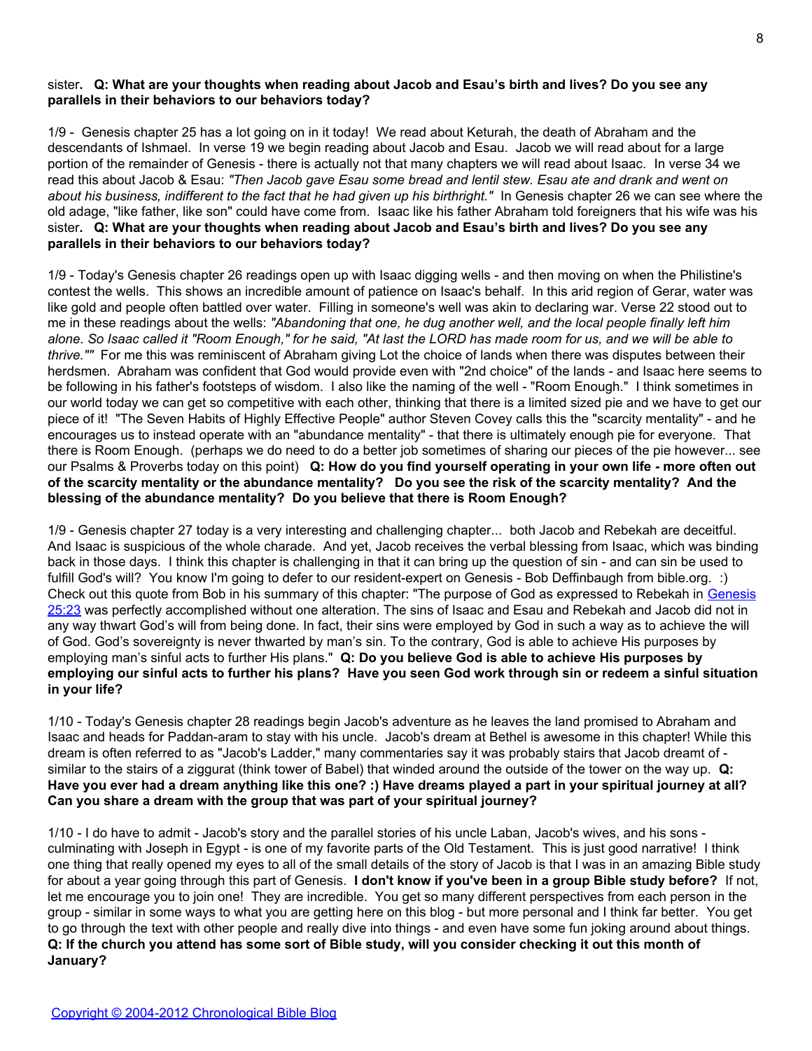sister**. Q: What are your thoughts when reading about Jacob and Esau's birth and lives? Do you see any parallels in their behaviors to our behaviors today?**

1/9 - Genesis chapter 25 has a lot going on in it today! We read about Keturah, the death of Abraham and the descendants of Ishmael. In verse 19 we begin reading about Jacob and Esau. Jacob we will read about for a large portion of the remainder of Genesis - there is actually not that many chapters we will read about Isaac. In verse 34 we read this about Jacob & Esau: *"Then Jacob gave Esau some bread and lentil stew. Esau ate and drank and went on about his business, indifferent to the fact that he had given up his birthright."* In Genesis chapter 26 we can see where the old adage, "like father, like son" could have come from. Isaac like his father Abraham told foreigners that his wife was his sister**. Q: What are your thoughts when reading about Jacob and Esau's birth and lives? Do you see any parallels in their behaviors to our behaviors today?**

1/9 - Today's Genesis chapter 26 readings open up with Isaac digging wells - and then moving on when the Philistine's contest the wells. This shows an incredible amount of patience on Isaac's behalf. In this arid region of Gerar, water was like gold and people often battled over water. Filling in someone's well was akin to declaring war. Verse 22 stood out to me in these readings about the wells: *"Abandoning that one, he dug another well, and the local people finally left him alone. So Isaac called it "Room Enough," for he said, "At last the LORD has made room for us, and we will be able to thrive.""* For me this was reminiscent of Abraham giving Lot the choice of lands when there was disputes between their herdsmen. Abraham was confident that God would provide even with "2nd choice" of the lands - and Isaac here seems to be following in his father's footsteps of wisdom. I also like the naming of the well - "Room Enough." I think sometimes in our world today we can get so competitive with each other, thinking that there is a limited sized pie and we have to get our piece of it! "The Seven Habits of Highly Effective People" author Steven Covey calls this the "scarcity mentality" - and he encourages us to instead operate with an "abundance mentality" - that there is ultimately enough pie for everyone. That there is Room Enough. (perhaps we do need to do a better job sometimes of sharing our pieces of the pie however... see our Psalms & Proverbs today on this point) **Q: How do you find yourself operating in your own life - more often out of the scarcity mentality or the abundance mentality? Do you see the risk of the scarcity mentality? And the blessing of the abundance mentality? Do you believe that there is Room Enough?**

1/9 - Genesis chapter 27 today is a very interesting and challenging chapter... both Jacob and Rebekah are deceitful. And Isaac is suspicious of the whole charade. And yet, Jacob receives the verbal blessing from Isaac, which was binding back in those days. I think this chapter is challenging in that it can bring up the question of sin - and can sin be used to fulfill God's will? You know I'm going to defer to our resident-expert on Genesis - Bob Deffinbaugh from bible.org. :) Check out this quote from Bob in his summary of this chapter: "The purpose of God as expressed to Rebekah in Genesis 25:23 was perfectly accomplished without one alteration. The sins of Isaac and Esau and Rebekah and Jacob did not in any way thwart God's will from being done. In fact, their sins were employed by God in such a way as to achieve the will of God. God's sovereignty is never thwarted by man's sin. To the contrary, God is able to achieve His purposes by employing man's sinful acts to further His plans." **Q: Do you believe God is able to achieve His purposes by employing our sinful acts to further his plans? Have you seen God work through sin or redeem a sinful situation in your life?**

1/10 - Today's Genesis chapter 28 readings begin Jacob's adventure as he leaves the land promised to Abraham and Isaac and heads for Paddan-aram to stay with his uncle. Jacob's dream at Bethel is awesome in this chapter! While this dream is often referred to as "Jacob's Ladder," many commentaries say it was probably stairs that Jacob dreamt of - similar to the stairs of a ziggurat (think tower of Babel) that winded around the outside of the tower on the way up. **Q: Have you ever had a dream anything like this one? :) Have dreams played a part in your spiritual journey at all? Can you share a dream with the group that was part of your spiritual journey?**

1/10 - I do have to admit - Jacob's story and the parallel stories of his uncle Laban, Jacob's wives, and his sons - culminating with Joseph in Egypt - is one of my favorite parts of the Old Testament. This is just good narrative! I think one thing that really opened my eyes to all of the small details of the story of Jacob is that I was in an amazing Bible study for about a year going through this part of Genesis. **I don't know if you've been in a group Bible study before?** If not, let me encourage you to join one! They are incredible. You get so many different perspectives from each person in the group - similar in some ways to what you are getting here on this blog - but more personal and I think far better. You get to go through the text with other people and really dive into things - and even have some fun joking around about things. **Q: If the church you attend has some sort of Bible study, will you consider checking it out this month of January?**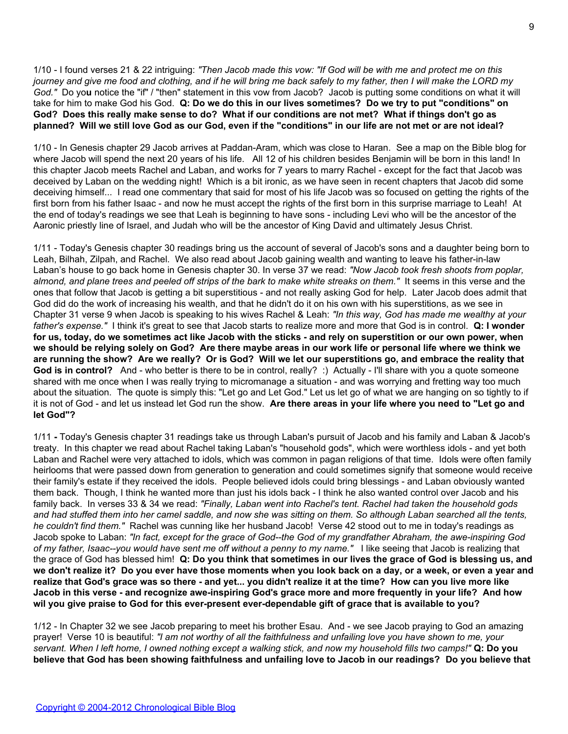1/10 - I found verses 21 & 22 intriguing: *"Then Jacob made this vow: "If God will be with me and protect me on this journey and give me food and clothing, and if he will bring me back safely to my father, then I will make the LORD my God."* Do yo**u** notice the "if" / "then" statement in this vow from Jacob? Jacob is putting some conditions on what it will take for him to make God his God. **Q: Do we do this in our lives sometimes? Do we try to put "conditions" on God? Does this really make sense to do? What if our conditions are not met? What if things don't go as planned? Will we still love God as our God, even if the "conditions" in our life are not met or are not ideal?**

1/10 - In Genesis chapter 29 Jacob arrives at Paddan-Aram, which was close to Haran. See a map on the Bible blog for where Jacob will spend the next 20 years of his life. All 12 of his children besides Benjamin will be born in this land! In this chapter Jacob meets Rachel and Laban, and works for 7 years to marry Rachel - except for the fact that Jacob was deceived by Laban on the wedding night! Which is a bit ironic, as we have seen in recent chapters that Jacob did some deceiving himself... I read one commentary that said for most of his life Jacob was so focused on getting the rights of the first born from his father Isaac - and now he must accept the rights of the first born in this surprise marriage to Leah! At the end of today's readings we see that Leah is beginning to have sons - including Levi who will be the ancestor of the Aaronic priestly line of Israel, and Judah who will be the ancestor of King David and ultimately Jesus Christ.

1/11 - Today's Genesis chapter 30 readings bring us the account of several of Jacob's sons and a daughter being born to Leah, Bilhah, Zilpah, and Rachel. We also read about Jacob gaining wealth and wanting to leave his father-in-law Laban's house to go back home in Genesis chapter 30. In verse 37 we read: *"Now Jacob took fresh shoots from poplar, almond, and plane trees and peeled off strips of the bark to make white streaks on them."* It seems in this verse and the ones that follow that Jacob is getting a bit superstitious - and not really asking God for help. Later Jacob does admit that God did do the work of increasing his wealth, and that he didn't do it on his own with his superstitions, as we see in Chapter 31 verse 9 when Jacob is speaking to his wives Rachel & Leah: *"In this way, God has made me wealthy at your father's expense."* I think it's great to see that Jacob starts to realize more and more that God is in control. **Q: I wonder for us, today, do we sometimes act like Jacob with the sticks - and rely on superstition or our own power, when we should be relying solely on God? Are there maybe areas in our work life or personal life where we think we are running the show? Are we really? Or is God? Will we let our superstitions go, and embrace the reality that God is in control?** And - who better is there to be in control, really? :) Actually - I'll share with you a quote someone shared with me once when I was really trying to micromanage a situation - and was worrying and fretting way too much about the situation. The quote is simply this: "Let go and Let God." Let us let go of what we are hanging on so tightly to if it is not of God - and let us instead let God run the show. **Are there areas in your life where you need to "Let go and let God"?**

1/11 **-** Today's Genesis chapter 31 readings take us through Laban's pursuit of Jacob and his family and Laban & Jacob's treaty. In this chapter we read about Rachel taking Laban's "household gods", which were worthless idols - and yet both Laban and Rachel were very attached to idols, which was common in pagan religions of that time. Idols were often family heirlooms that were passed down from generation to generation and could sometimes signify that someone would receive their family's estate if they received the idols. People believed idols could bring blessings - and Laban obviously wanted them back. Though, I think he wanted more than just his idols back - I think he also wanted control over Jacob and his family back. In verses 33 & 34 we read: *"Finally, Laban went into Rachel's tent. Rachel had taken the household gods and had stuffed them into her camel saddle, and now she was sitting on them. So although Laban searched all the tents, he couldn't find them."* Rachel was cunning like her husband Jacob! Verse 42 stood out to me in today's readings as Jacob spoke to Laban: *"In fact, except for the grace of God--the God of my grandfather Abraham, the awe-inspiring God of my father, Isaac--you would have sent me off without a penny to my name."* I like seeing that Jacob is realizing that the grace of God has blessed him! **Q: Do you think that sometimes in our lives the grace of God is blessing us, and we don't realize it? Do you ever have those moments when you look back on a day, or a week, or even a year and realize that God's grace was so there - and yet... you didn't realize it at the time? How can you live more like Jacob in this verse - and recognize awe-inspiring God's grace more and more frequently in your life? And how wil you give praise to God for this ever-present ever-dependable gift of grace that is available to you?**

1/12 - In Chapter 32 we see Jacob preparing to meet his brother Esau. And - we see Jacob praying to God an amazing prayer! Verse 10 is beautiful: *"I am not worthy of all the faithfulness and unfailing love you have shown to me, your servant. When I left home, I owned nothing except a walking stick, and now my household fills two camps!"* **Q: Do you believe that God has been showing faithfulness and unfailing love to Jacob in our readings? Do you believe that**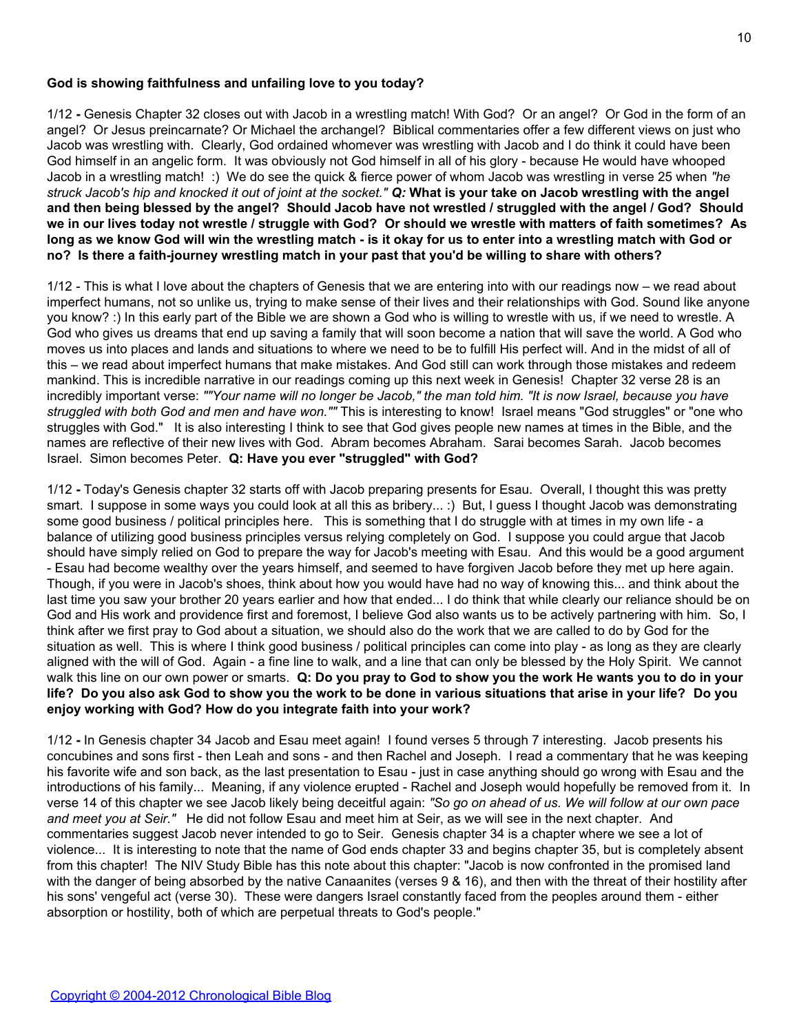**God is showing faithfulness and unfailing love to you today?**

1/12 **-** Genesis Chapter 32 closes out with Jacob in a wrestling match! With God? Or an angel? Or God in the form of an angel? Or Jesus preincarnate? Or Michael the archangel? Biblical commentaries offer a few different views on just who Jacob was wrestling with. Clearly, God ordained whomever was wrestling with Jacob and I do think it could have been God himself in an angelic form. It was obviously not God himself in all of his glory - because He would have whooped Jacob in a wrestling match! :) We do see the quick & fierce power of whom Jacob was wrestling in verse 25 when *"he struck Jacob's hip and knocked it out of joint at the socket." **Q:*** **What is your take on Jacob wrestling with the angel and then being blessed by the angel? Should Jacob have not wrestled / struggled with the angel / God? Should we in our lives today not wrestle / struggle with God? Or should we wrestle with matters of faith sometimes? As long as we know God will win the wrestling match - is it okay for us to enter into a wrestling match with God or no? Is there a faith-journey wrestling match in your past that you'd be willing to share with others?**

1/12 - This is what I love about the chapters of Genesis that we are entering into with our readings now – we read about imperfect humans, not so unlike us, trying to make sense of their lives and their relationships with God. Sound like anyone you know? :) In this early part of the Bible we are shown a God who is willing to wrestle with us, if we need to wrestle. A God who gives us dreams that end up saving a family that will soon become a nation that will save the world. A God who moves us into places and lands and situations to where we need to be to fulfill His perfect will. And in the midst of all of this – we read about imperfect humans that make mistakes. And God still can work through those mistakes and redeem mankind. This is incredible narrative in our readings coming up this next week in Genesis! Chapter 32 verse 28 is an incredibly important verse: *""Your name will no longer be Jacob," the man told him. "It is now Israel, because you have struggled with both God and men and have won.""* This is interesting to know! Israel means "God struggles" or "one who struggles with God." It is also interesting I think to see that God gives people new names at times in the Bible, and the names are reflective of their new lives with God. Abram becomes Abraham. Sarai becomes Sarah. Jacob becomes Israel. Simon becomes Peter. **Q: Have you ever "struggled" with God?**

1/12 **-** Today's Genesis chapter 32 starts off with Jacob preparing presents for Esau. Overall, I thought this was pretty smart. I suppose in some ways you could look at all this as bribery... :) But, I guess I thought Jacob was demonstrating some good business / political principles here. This is something that I do struggle with at times in my own life - a balance of utilizing good business principles versus relying completely on God. I suppose you could argue that Jacob should have simply relied on God to prepare the way for Jacob's meeting with Esau. And this would be a good argument - Esau had become wealthy over the years himself, and seemed to have forgiven Jacob before they met up here again. Though, if you were in Jacob's shoes, think about how you would have had no way of knowing this... and think about the last time you saw your brother 20 years earlier and how that ended... I do think that while clearly our reliance should be on God and His work and providence first and foremost, I believe God also wants us to be actively partnering with him. So, I think after we first pray to God about a situation, we should also do the work that we are called to do by God for the situation as well. This is where I think good business / political principles can come into play - as long as they are clearly aligned with the will of God. Again - a fine line to walk, and a line that can only be blessed by the Holy Spirit. We cannot walk this line on our own power or smarts. **Q: Do you pray to God to show you the work He wants you to do in your life? Do you also ask God to show you the work to be done in various situations that arise in your life? Do you enjoy working with God? How do you integrate faith into your work?**

1/12 **-** In Genesis chapter 34 Jacob and Esau meet again! I found verses 5 through 7 interesting. Jacob presents his concubines and sons first - then Leah and sons - and then Rachel and Joseph. I read a commentary that he was keeping his favorite wife and son back, as the last presentation to Esau - just in case anything should go wrong with Esau and the introductions of his family... Meaning, if any violence erupted - Rachel and Joseph would hopefully be removed from it. In verse 14 of this chapter we see Jacob likely being deceitful again: *"So go on ahead of us. We will follow at our own pace and meet you at Seir."* He did not follow Esau and meet him at Seir, as we will see in the next chapter. And commentaries suggest Jacob never intended to go to Seir. Genesis chapter 34 is a chapter where we see a lot of violence... It is interesting to note that the name of God ends chapter 33 and begins chapter 35, but is completely absent from this chapter! The NIV Study Bible has this note about this chapter: "Jacob is now confronted in the promised land with the danger of being absorbed by the native Canaanites (verses 9 & 16), and then with the threat of their hostility after his sons' vengeful act (verse 30). These were dangers Israel constantly faced from the peoples around them - either absorption or hostility, both of which are perpetual threats to God's people."

[Copyright © 2004-2012 Chronological Bible Blog]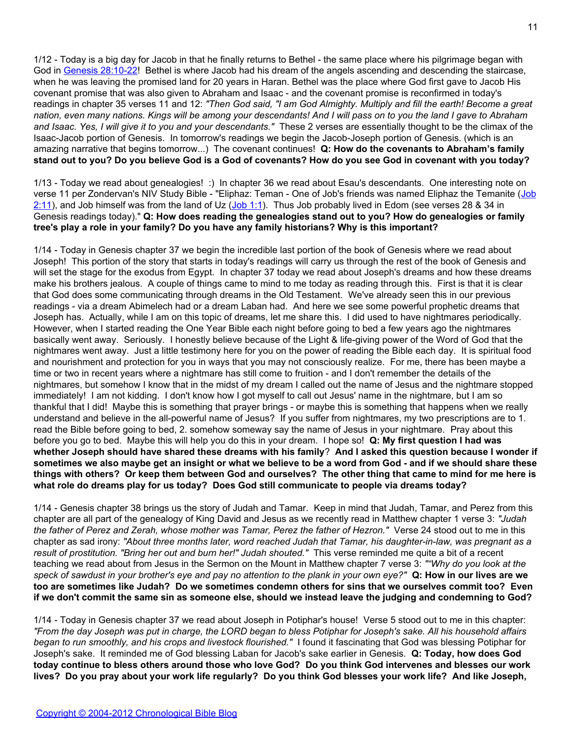1/12 - Today is a big day for Jacob in that he finally returns to Bethel - the same place where his pilgrimage began with God in Genesis 28:10-22! Bethel is where Jacob had his dream of the angels ascending and descending the staircase, when he was leaving the promised land for 20 years in Haran. Bethel was the place where God first gave to Jacob His covenant promise that was also given to Abraham and Isaac - and the covenant promise is reconfirmed in today's readings in chapter 35 verses 11 and 12: *"Then God said, "I am God Almighty. Multiply and fill the earth! Become a great nation, even many nations. Kings will be among your descendants! And I will pass on to you the land I gave to Abraham and Isaac. Yes, I will give it to you and your descendants."* These 2 verses are essentially thought to be the climax of the Isaac-Jacob portion of Genesis. In tomorrow's readings we begin the Jacob-Joseph portion of Genesis. (which is an amazing narrative that begins tomorrow...) The covenant continues! **Q: How do the covenants to Abraham's family stand out to you? Do you believe God is a God of covenants? How do you see God in covenant with you today?**

1/13 - Today we read about genealogies! :) In chapter 36 we read about Esau's descendants. One interesting note on verse 11 per Zondervan's NIV Study Bible - "Eliphaz: Teman - One of Job's friends was named Eliphaz the Temanite (Job 2:11), and Job himself was from the land of Uz (Job 1:1). Thus Job probably lived in Edom (see verses 28 & 34 in Genesis readings today)." **Q: How does reading the genealogies stand out to you? How do genealogies or family tree's play a role in your family? Do you have any family historians? Why is this important?**

1/14 - Today in Genesis chapter 37 we begin the incredible last portion of the book of Genesis where we read about Joseph! This portion of the story that starts in today's readings will carry us through the rest of the book of Genesis and will set the stage for the exodus from Egypt. In chapter 37 today we read about Joseph's dreams and how these dreams make his brothers jealous. A couple of things came to mind to me today as reading through this. First is that it is clear that God does some communicating through dreams in the Old Testament. We've already seen this in our previous readings - via a dream Abimelech had or a dream Laban had. And here we see some powerful prophetic dreams that Joseph has. Actually, while I am on this topic of dreams, let me share this. I did used to have nightmares periodically. However, when I started reading the One Year Bible each night before going to bed a few years ago the nightmares basically went away. Seriously. I honestly believe because of the Light & life-giving power of the Word of God that the nightmares went away. Just a little testimony here for you on the power of reading the Bible each day. It is spiritual food and nourishment and protection for you in ways that you may not consciously realize. For me, there has been maybe a time or two in recent years where a nightmare has still come to fruition - and I don't remember the details of the nightmares, but somehow I know that in the midst of my dream I called out the name of Jesus and the nightmare stopped immediately! I am not kidding. I don't know how I got myself to call out Jesus' name in the nightmare, but I am so thankful that I did! Maybe this is something that prayer brings - or maybe this is something that happens when we really understand and believe in the all-powerful name of Jesus? If you suffer from nightmares, my two prescriptions are to 1. read the Bible before going to bed, 2. somehow someway say the name of Jesus in your nightmare. Pray about this before you go to bed. Maybe this will help you do this in your dream. I hope so! **Q: My first question I had was whether Joseph should have shared these dreams with his family? And I asked this question because I wonder if sometimes we also maybe get an insight or what we believe to be a word from God - and if we should share these things with others? Or keep them between God and ourselves? The other thing that came to mind for me here is what role do dreams play for us today? Does God still communicate to people via dreams today?**

1/14 - Genesis chapter 38 brings us the story of Judah and Tamar. Keep in mind that Judah, Tamar, and Perez from this chapter are all part of the genealogy of King David and Jesus as we recently read in Matthew chapter 1 verse 3: *"Judah the father of Perez and Zerah, whose mother was Tamar, Perez the father of Hezron."* Verse 24 stood out to me in this chapter as sad irony: *"About three months later, word reached Judah that Tamar, his daughter-in-law, was pregnant as a result of prostitution. "Bring her out and burn her!" Judah shouted."* This verse reminded me quite a bit of a recent teaching we read about from Jesus in the Sermon on the Mount in Matthew chapter 7 verse 3: *""Why do you look at the speck of sawdust in your brother's eye and pay no attention to the plank in your own eye?"* **Q: How in our lives are we too are sometimes like Judah? Do we sometimes condemn others for sins that we ourselves commit too? Even if we don't commit the same sin as someone else, should we instead leave the judging and condemning to God?**

1/14 - Today in Genesis chapter 37 we read about Joseph in Potiphar's house! Verse 5 stood out to me in this chapter: *"From the day Joseph was put in charge, the LORD began to bless Potiphar for Joseph's sake. All his household affairs began to run smoothly, and his crops and livestock flourished."* I found it fascinating that God was blessing Potiphar for Joseph's sake. It reminded me of God blessing Laban for Jacob's sake earlier in Genesis. **Q: Today, how does God today continue to bless others around those who love God? Do you think God intervenes and blesses our work lives? Do you pray about your work life regularly? Do you think God blesses your work life? And like Joseph,**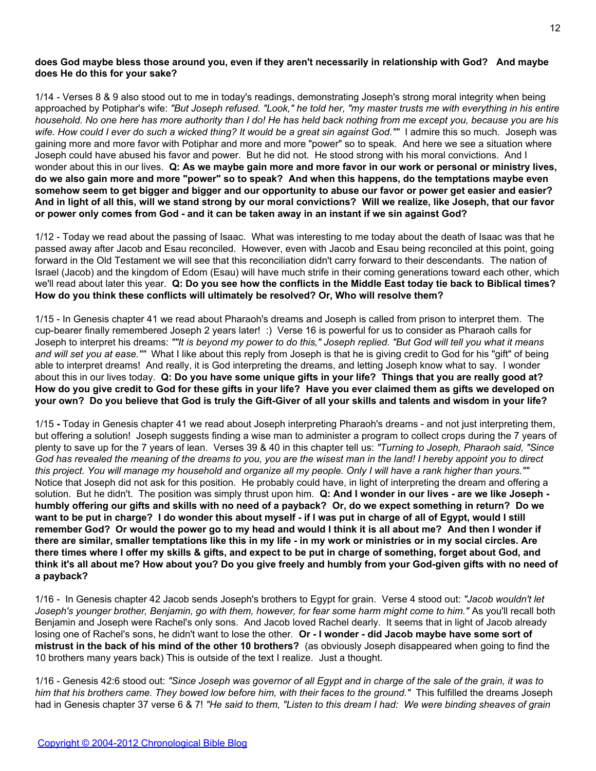**does God maybe bless those around you, even if they aren't necessarily in relationship with God? And maybe does He do this for your sake?**

1/14 - Verses 8 & 9 also stood out to me in today's readings, demonstrating Joseph's strong moral integrity when being approached by Potiphar's wife: *"But Joseph refused. "Look," he told her, "my master trusts me with everything in his entire household. No one here has more authority than I do! He has held back nothing from me except you, because you are his wife. How could I ever do such a wicked thing? It would be a great sin against God.""* I admire this so much. Joseph was gaining more and more favor with Potiphar and more and more "power" so to speak. And here we see a situation where Joseph could have abused his favor and power. But he did not. He stood strong with his moral convictions. And I wonder about this in our lives. **Q: As we maybe gain more and more favor in our work or personal or ministry lives, do we also gain more and more "power" so to speak? And when this happens, do the temptations maybe even somehow seem to get bigger and bigger and our opportunity to abuse our favor or power get easier and easier? And in light of all this, will we stand strong by our moral convictions? Will we realize, like Joseph, that our favor or power only comes from God - and it can be taken away in an instant if we sin against God?**

1/12 - Today we read about the passing of Isaac. What was interesting to me today about the death of Isaac was that he passed away after Jacob and Esau reconciled. However, even with Jacob and Esau being reconciled at this point, going forward in the Old Testament we will see that this reconciliation didn't carry forward to their descendants. The nation of Israel (Jacob) and the kingdom of Edom (Esau) will have much strife in their coming generations toward each other, which we'll read about later this year. **Q: Do you see how the conflicts in the Middle East today tie back to Biblical times? How do you think these conflicts will ultimately be resolved? Or, Who will resolve them?**

1/15 - In Genesis chapter 41 we read about Pharaoh's dreams and Joseph is called from prison to interpret them. The cup-bearer finally remembered Joseph 2 years later! :) Verse 16 is powerful for us to consider as Pharaoh calls for Joseph to interpret his dreams: *""It is beyond my power to do this," Joseph replied. "But God will tell you what it means and will set you at ease.""* What I like about this reply from Joseph is that he is giving credit to God for his "gift" of being able to interpret dreams! And really, it is God interpreting the dreams, and letting Joseph know what to say. I wonder about this in our lives today. **Q: Do you have some unique gifts in your life? Things that you are really good at? How do you give credit to God for these gifts in your life? Have you ever claimed them as gifts we developed on your own? Do you believe that God is truly the Gift-Giver of all your skills and talents and wisdom in your life?**

1/15 **-** Today in Genesis chapter 41 we read about Joseph interpreting Pharaoh's dreams - and not just interpreting them, but offering a solution! Joseph suggests finding a wise man to administer a program to collect crops during the 7 years of plenty to save up for the 7 years of lean. Verses 39 & 40 in this chapter tell us: *"Turning to Joseph, Pharaoh said, "Since God has revealed the meaning of the dreams to you, you are the wisest man in the land! I hereby appoint you to direct this project. You will manage my household and organize all my people. Only I will have a rank higher than yours.""* Notice that Joseph did not ask for this position. He probably could have, in light of interpreting the dream and offering a solution. But he didn't. The position was simply thrust upon him. **Q: And I wonder in our lives - are we like Joseph - humbly offering our gifts and skills with no need of a payback? Or, do we expect something in return? Do we want to be put in charge? I do wonder this about myself - if I was put in charge of all of Egypt, would I still remember God? Or would the power go to my head and would I think it is all about me? And then I wonder if there are similar, smaller temptations like this in my life - in my work or ministries or in my social circles. Are there times where I offer my skills & gifts, and expect to be put in charge of something, forget about God, and think it's all about me? How about you? Do you give freely and humbly from your God-given gifts with no need of a payback?**

1/16 - In Genesis chapter 42 Jacob sends Joseph's brothers to Egypt for grain. Verse 4 stood out: *"Jacob wouldn't let Joseph's younger brother, Benjamin, go with them, however, for fear some harm might come to him."* As you'll recall both Benjamin and Joseph were Rachel's only sons. And Jacob loved Rachel dearly. It seems that in light of Jacob already losing one of Rachel's sons, he didn't want to lose the other. **Or - I wonder - did Jacob maybe have some sort of mistrust in the back of his mind of the other 10 brothers?** (as obviously Joseph disappeared when going to find the 10 brothers many years back) This is outside of the text I realize. Just a thought.

1/16 - Genesis 42:6 stood out: *"Since Joseph was governor of all Egypt and in charge of the sale of the grain, it was to him that his brothers came. They bowed low before him, with their faces to the ground."* This fulfilled the dreams Joseph had in Genesis chapter 37 verse 6 & 7! *"He said to them, "Listen to this dream I had: We were binding sheaves of grain*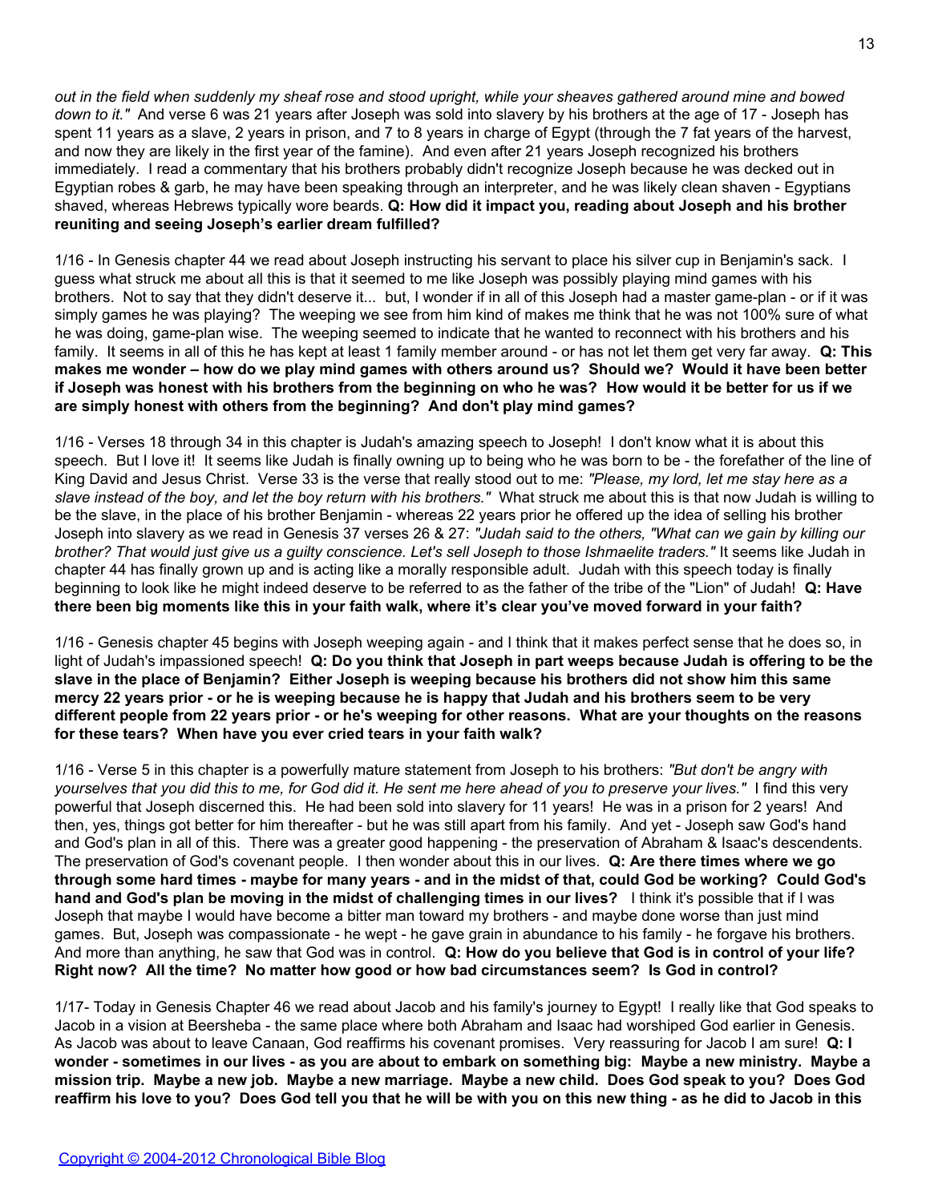*out in the field when suddenly my sheaf rose and stood upright, while your sheaves gathered around mine and bowed down to it."* And verse 6 was 21 years after Joseph was sold into slavery by his brothers at the age of 17 - Joseph has spent 11 years as a slave, 2 years in prison, and 7 to 8 years in charge of Egypt (through the 7 fat years of the harvest, and now they are likely in the first year of the famine). And even after 21 years Joseph recognized his brothers immediately. I read a commentary that his brothers probably didn't recognize Joseph because he was decked out in Egyptian robes & garb, he may have been speaking through an interpreter, and he was likely clean shaven - Egyptians shaved, whereas Hebrews typically wore beards. **Q: How did it impact you, reading about Joseph and his brother reuniting and seeing Joseph's earlier dream fulfilled?**

1/16 - In Genesis chapter 44 we read about Joseph instructing his servant to place his silver cup in Benjamin's sack. I guess what struck me about all this is that it seemed to me like Joseph was possibly playing mind games with his brothers. Not to say that they didn't deserve it... but, I wonder if in all of this Joseph had a master game-plan - or if it was simply games he was playing? The weeping we see from him kind of makes me think that he was not 100% sure of what he was doing, game-plan wise. The weeping seemed to indicate that he wanted to reconnect with his brothers and his family. It seems in all of this he has kept at least 1 family member around - or has not let them get very far away. **Q: This makes me wonder – how do we play mind games with others around us? Should we? Would it have been better if Joseph was honest with his brothers from the beginning on who he was? How would it be better for us if we are simply honest with others from the beginning? And don't play mind games?**

1/16 - Verses 18 through 34 in this chapter is Judah's amazing speech to Joseph! I don't know what it is about this speech. But I love it! It seems like Judah is finally owning up to being who he was born to be - the forefather of the line of King David and Jesus Christ. Verse 33 is the verse that really stood out to me: *"Please, my lord, let me stay here as a slave instead of the boy, and let the boy return with his brothers."* What struck me about this is that now Judah is willing to be the slave, in the place of his brother Benjamin - whereas 22 years prior he offered up the idea of selling his brother Joseph into slavery as we read in Genesis 37 verses 26 & 27: *"Judah said to the others, "What can we gain by killing our brother? That would just give us a guilty conscience. Let's sell Joseph to those Ishmaelite traders."* It seems like Judah in chapter 44 has finally grown up and is acting like a morally responsible adult. Judah with this speech today is finally beginning to look like he might indeed deserve to be referred to as the father of the tribe of the "Lion" of Judah! **Q: Have there been big moments like this in your faith walk, where it's clear you've moved forward in your faith?**

1/16 - Genesis chapter 45 begins with Joseph weeping again - and I think that it makes perfect sense that he does so, in light of Judah's impassioned speech! **Q: Do you think that Joseph in part weeps because Judah is offering to be the slave in the place of Benjamin? Either Joseph is weeping because his brothers did not show him this same mercy 22 years prior - or he is weeping because he is happy that Judah and his brothers seem to be very different people from 22 years prior - or he's weeping for other reasons. What are your thoughts on the reasons for these tears? When have you ever cried tears in your faith walk?**

1/16 - Verse 5 in this chapter is a powerfully mature statement from Joseph to his brothers: *"But don't be angry with yourselves that you did this to me, for God did it. He sent me here ahead of you to preserve your lives."* I find this very powerful that Joseph discerned this. He had been sold into slavery for 11 years! He was in a prison for 2 years! And then, yes, things got better for him thereafter - but he was still apart from his family. And yet - Joseph saw God's hand and God's plan in all of this. There was a greater good happening - the preservation of Abraham & Isaac's descendents. The preservation of God's covenant people. I then wonder about this in our lives. **Q: Are there times where we go through some hard times - maybe for many years - and in the midst of that, could God be working? Could God's hand and God's plan be moving in the midst of challenging times in our lives?** I think it's possible that if I was Joseph that maybe I would have become a bitter man toward my brothers - and maybe done worse than just mind games. But, Joseph was compassionate - he wept - he gave grain in abundance to his family - he forgave his brothers. And more than anything, he saw that God was in control. **Q: How do you believe that God is in control of your life? Right now? All the time? No matter how good or how bad circumstances seem? Is God in control?**

1/17- Today in Genesis Chapter 46 we read about Jacob and his family's journey to Egypt! I really like that God speaks to Jacob in a vision at Beersheba - the same place where both Abraham and Isaac had worshiped God earlier in Genesis. As Jacob was about to leave Canaan, God reaffirms his covenant promises. Very reassuring for Jacob I am sure! **Q: I wonder - sometimes in our lives - as you are about to embark on something big: Maybe a new ministry. Maybe a mission trip. Maybe a new job. Maybe a new marriage. Maybe a new child. Does God speak to you? Does God reaffirm his love to you? Does God tell you that he will be with you on this new thing - as he did to Jacob in this**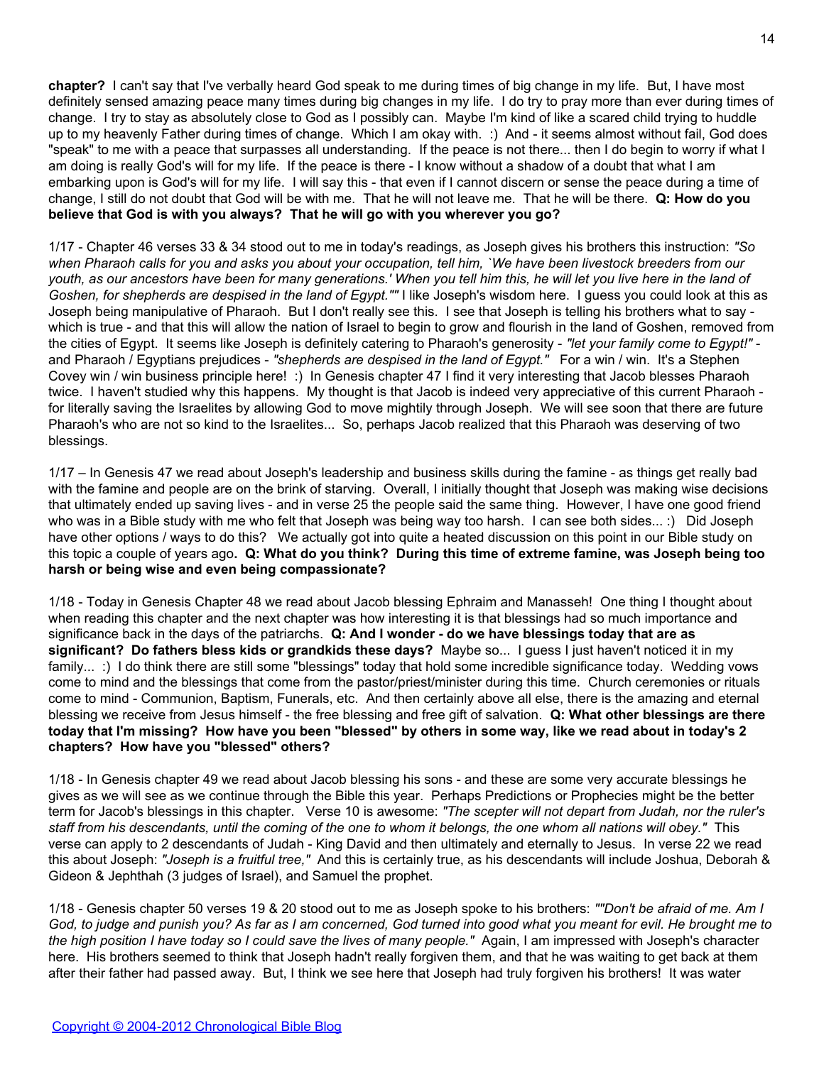**chapter?** I can't say that I've verbally heard God speak to me during times of big change in my life. But, I have most definitely sensed amazing peace many times during big changes in my life. I do try to pray more than ever during times of change. I try to stay as absolutely close to God as I possibly can. Maybe I'm kind of like a scared child trying to huddle up to my heavenly Father during times of change. Which I am okay with. :) And - it seems almost without fail, God does "speak" to me with a peace that surpasses all understanding. If the peace is not there... then I do begin to worry if what I am doing is really God's will for my life. If the peace is there - I know without a shadow of a doubt that what I am embarking upon is God's will for my life. I will say this - that even if I cannot discern or sense the peace during a time of change, I still do not doubt that God will be with me. That he will not leave me. That he will be there. **Q: How do you believe that God is with you always? That he will go with you wherever you go?**

1/17 - Chapter 46 verses 33 & 34 stood out to me in today's readings, as Joseph gives his brothers this instruction: *"So when Pharaoh calls for you and asks you about your occupation, tell him, `We have been livestock breeders from our youth, as our ancestors have been for many generations.' When you tell him this, he will let you live here in the land of Goshen, for shepherds are despised in the land of Egypt.""* I like Joseph's wisdom here. I guess you could look at this as Joseph being manipulative of Pharaoh. But I don't really see this. I see that Joseph is telling his brothers what to say - which is true - and that this will allow the nation of Israel to begin to grow and flourish in the land of Goshen, removed from the cities of Egypt. It seems like Joseph is definitely catering to Pharaoh's generosity - *"let your family come to Egypt!"* - and Pharaoh / Egyptians prejudices - *"shepherds are despised in the land of Egypt."* For a win / win. It's a Stephen Covey win / win business principle here! :) In Genesis chapter 47 I find it very interesting that Jacob blesses Pharaoh twice. I haven't studied why this happens. My thought is that Jacob is indeed very appreciative of this current Pharaoh - for literally saving the Israelites by allowing God to move mightily through Joseph. We will see soon that there are future Pharaoh's who are not so kind to the Israelites... So, perhaps Jacob realized that this Pharaoh was deserving of two blessings.

1/17 – In Genesis 47 we read about Joseph's leadership and business skills during the famine - as things get really bad with the famine and people are on the brink of starving. Overall, I initially thought that Joseph was making wise decisions that ultimately ended up saving lives - and in verse 25 the people said the same thing. However, I have one good friend who was in a Bible study with me who felt that Joseph was being way too harsh. I can see both sides... :) Did Joseph have other options / ways to do this? We actually got into quite a heated discussion on this point in our Bible study on this topic a couple of years ago**. Q: What do you think? During this time of extreme famine, was Joseph being too harsh or being wise and even being compassionate?**

1/18 - Today in Genesis Chapter 48 we read about Jacob blessing Ephraim and Manasseh! One thing I thought about when reading this chapter and the next chapter was how interesting it is that blessings had so much importance and significance back in the days of the patriarchs. **Q: And I wonder - do we have blessings today that are as significant? Do fathers bless kids or grandkids these days?** Maybe so... I guess I just haven't noticed it in my family... :) I do think there are still some "blessings" today that hold some incredible significance today. Wedding vows come to mind and the blessings that come from the pastor/priest/minister during this time. Church ceremonies or rituals come to mind - Communion, Baptism, Funerals, etc. And then certainly above all else, there is the amazing and eternal blessing we receive from Jesus himself - the free blessing and free gift of salvation. **Q: What other blessings are there today that I'm missing? How have you been "blessed" by others in some way, like we read about in today's 2 chapters? How have you "blessed" others?**

1/18 - In Genesis chapter 49 we read about Jacob blessing his sons - and these are some very accurate blessings he gives as we will see as we continue through the Bible this year. Perhaps Predictions or Prophecies might be the better term for Jacob's blessings in this chapter. Verse 10 is awesome: *"The scepter will not depart from Judah, nor the ruler's staff from his descendants, until the coming of the one to whom it belongs, the one whom all nations will obey."* This verse can apply to 2 descendants of Judah - King David and then ultimately and eternally to Jesus. In verse 22 we read this about Joseph: *"Joseph is a fruitful tree,"* And this is certainly true, as his descendants will include Joshua, Deborah & Gideon & Jephthah (3 judges of Israel), and Samuel the prophet.

1/18 - Genesis chapter 50 verses 19 & 20 stood out to me as Joseph spoke to his brothers: *""Don't be afraid of me. Am I God, to judge and punish you? As far as I am concerned, God turned into good what you meant for evil. He brought me to the high position I have today so I could save the lives of many people."* Again, I am impressed with Joseph's character here. His brothers seemed to think that Joseph hadn't really forgiven them, and that he was waiting to get back at them after their father had passed away. But, I think we see here that Joseph had truly forgiven his brothers! It was water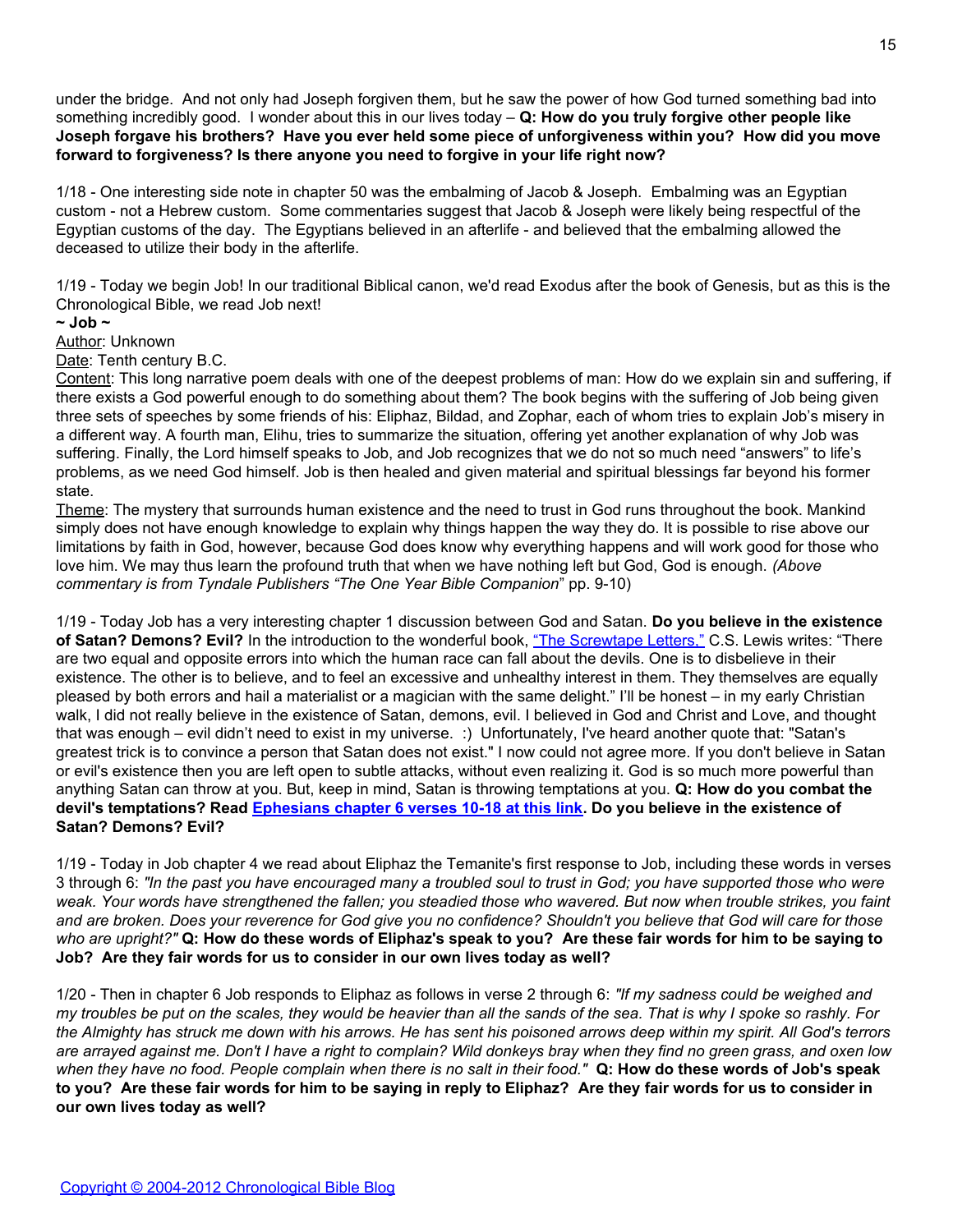under the bridge. And not only had Joseph forgiven them, but he saw the power of how God turned something bad into something incredibly good. I wonder about this in our lives today – **Q: How do you truly forgive other people like Joseph forgave his brothers? Have you ever held some piece of unforgiveness within you? How did you move forward to forgiveness? Is there anyone you need to forgive in your life right now?**

1/18 - One interesting side note in chapter 50 was the embalming of Jacob & Joseph. Embalming was an Egyptian custom - not a Hebrew custom. Some commentaries suggest that Jacob & Joseph were likely being respectful of the Egyptian customs of the day. The Egyptians believed in an afterlife - and believed that the embalming allowed the deceased to utilize their body in the afterlife.

1/19 - Today we begin Job! In our traditional Biblical canon, we'd read Exodus after the book of Genesis, but as this is the Chronological Bible, we read Job next!

**~ Job ~**

Author: Unknown

Date: Tenth century B.C.

Content: This long narrative poem deals with one of the deepest problems of man: How do we explain sin and suffering, if there exists a God powerful enough to do something about them? The book begins with the suffering of Job being given three sets of speeches by some friends of his: Eliphaz, Bildad, and Zophar, each of whom tries to explain Job's misery in a different way. A fourth man, Elihu, tries to summarize the situation, offering yet another explanation of why Job was suffering. Finally, the Lord himself speaks to Job, and Job recognizes that we do not so much need "answers" to life's problems, as we need God himself. Job is then healed and given material and spiritual blessings far beyond his former state.

Theme: The mystery that surrounds human existence and the need to trust in God runs throughout the book. Mankind simply does not have enough knowledge to explain why things happen the way they do. It is possible to rise above our limitations by faith in God, however, because God does know why everything happens and will work good for those who love him. We may thus learn the profound truth that when we have nothing left but God, God is enough. *(Above commentary is from Tyndale Publishers "The One Year Bible Companion*" pp. 9-10)

1/19 - Today Job has a very interesting chapter 1 discussion between God and Satan. **Do you believe in the existence of Satan? Demons? Evil?** In the introduction to the wonderful book, "The Screwtape Letters," C.S. Lewis writes: "There are two equal and opposite errors into which the human race can fall about the devils. One is to disbelieve in their existence. The other is to believe, and to feel an excessive and unhealthy interest in them. They themselves are equally pleased by both errors and hail a materialist or a magician with the same delight." I'll be honest – in my early Christian walk, I did not really believe in the existence of Satan, demons, evil. I believed in God and Christ and Love, and thought that was enough – evil didn't need to exist in my universe. :) Unfortunately, I've heard another quote that: "Satan's greatest trick is to convince a person that Satan does not exist." I now could not agree more. If you don't believe in Satan or evil's existence then you are left open to subtle attacks, without even realizing it. God is so much more powerful than anything Satan can throw at you. But, keep in mind, Satan is throwing temptations at you. **Q: How do you combat the devil's temptations? Read Ephesians chapter 6 verses 10-18 at this link. Do you believe in the existence of Satan? Demons? Evil?**

1/19 - Today in Job chapter 4 we read about Eliphaz the Temanite's first response to Job, including these words in verses 3 through 6: *"In the past you have encouraged many a troubled soul to trust in God; you have supported those who were weak. Your words have strengthened the fallen; you steadied those who wavered. But now when trouble strikes, you faint and are broken. Does your reverence for God give you no confidence? Shouldn't you believe that God will care for those who are upright?"* **Q: How do these words of Eliphaz's speak to you? Are these fair words for him to be saying to Job? Are they fair words for us to consider in our own lives today as well?**

1/20 - Then in chapter 6 Job responds to Eliphaz as follows in verse 2 through 6: *"If my sadness could be weighed and my troubles be put on the scales, they would be heavier than all the sands of the sea. That is why I spoke so rashly. For the Almighty has struck me down with his arrows. He has sent his poisoned arrows deep within my spirit. All God's terrors are arrayed against me. Don't I have a right to complain? Wild donkeys bray when they find no green grass, and oxen low when they have no food. People complain when there is no salt in their food."* **Q: How do these words of Job's speak to you? Are these fair words for him to be saying in reply to Eliphaz? Are they fair words for us to consider in our own lives today as well?**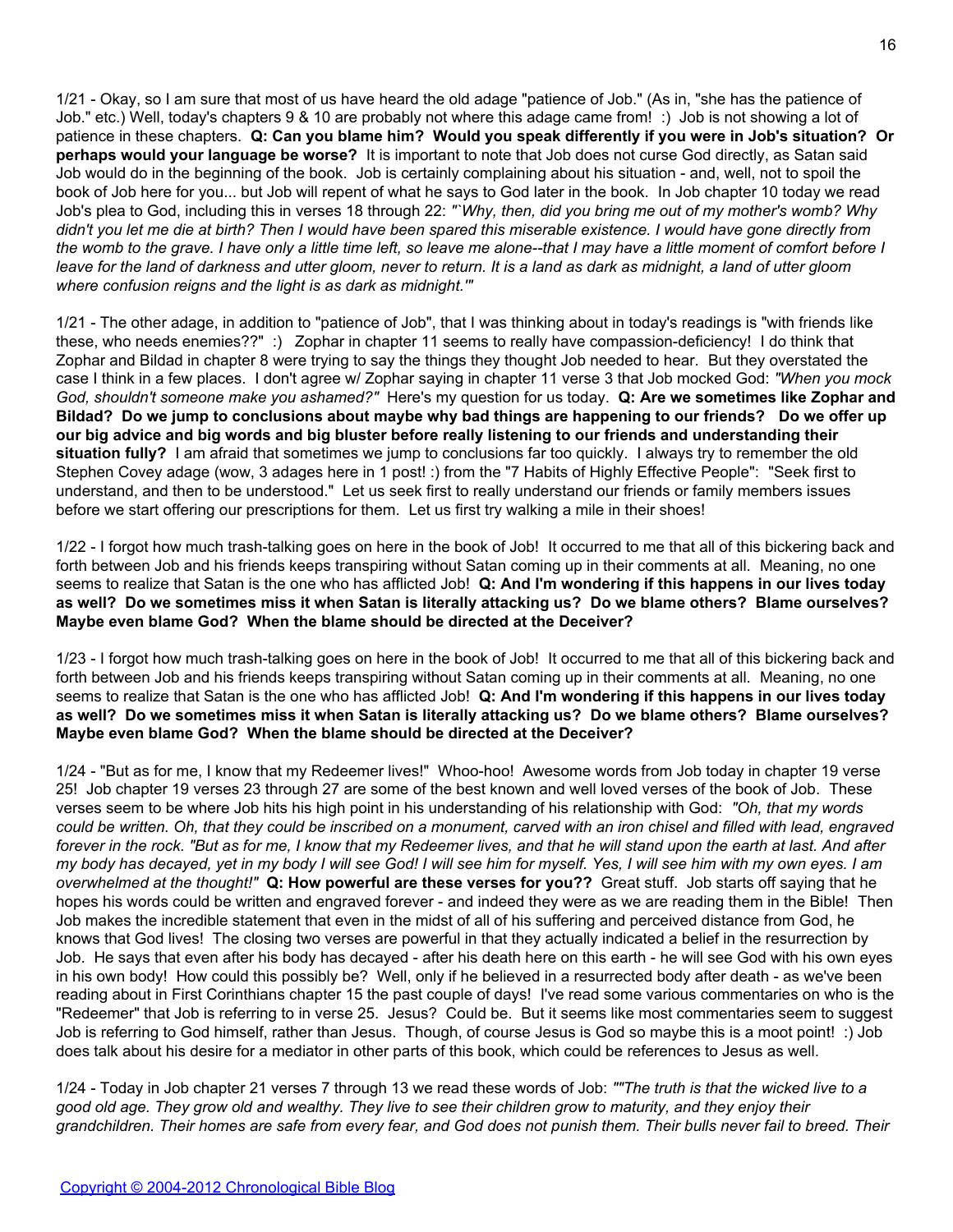1/21 - Okay, so I am sure that most of us have heard the old adage "patience of Job." (As in, "she has the patience of Job." etc.) Well, today's chapters 9 & 10 are probably not where this adage came from! :) Job is not showing a lot of patience in these chapters. **Q: Can you blame him? Would you speak differently if you were in Job's situation? Or perhaps would your language be worse?** It is important to note that Job does not curse God directly, as Satan said Job would do in the beginning of the book. Job is certainly complaining about his situation - and, well, not to spoil the book of Job here for you... but Job will repent of what he says to God later in the book. In Job chapter 10 today we read Job's plea to God, including this in verses 18 through 22: *"`Why, then, did you bring me out of my mother's womb? Why didn't you let me die at birth? Then I would have been spared this miserable existence. I would have gone directly from the womb to the grave. I have only a little time left, so leave me alone--that I may have a little moment of comfort before I leave for the land of darkness and utter gloom, never to return. It is a land as dark as midnight, a land of utter gloom where confusion reigns and the light is as dark as midnight.'"*

1/21 - The other adage, in addition to "patience of Job", that I was thinking about in today's readings is "with friends like these, who needs enemies??" :) Zophar in chapter 11 seems to really have compassion-deficiency! I do think that Zophar and Bildad in chapter 8 were trying to say the things they thought Job needed to hear. But they overstated the case I think in a few places. I don't agree w/ Zophar saying in chapter 11 verse 3 that Job mocked God: *"When you mock God, shouldn't someone make you ashamed?"* Here's my question for us today. **Q: Are we sometimes like Zophar and Bildad? Do we jump to conclusions about maybe why bad things are happening to our friends? Do we offer up our big advice and big words and big bluster before really listening to our friends and understanding their situation fully?** I am afraid that sometimes we jump to conclusions far too quickly. I always try to remember the old Stephen Covey adage (wow, 3 adages here in 1 post! :) from the "7 Habits of Highly Effective People": "Seek first to understand, and then to be understood." Let us seek first to really understand our friends or family members issues before we start offering our prescriptions for them. Let us first try walking a mile in their shoes!

1/22 - I forgot how much trash-talking goes on here in the book of Job! It occurred to me that all of this bickering back and forth between Job and his friends keeps transpiring without Satan coming up in their comments at all. Meaning, no one seems to realize that Satan is the one who has afflicted Job! **Q: And I'm wondering if this happens in our lives today as well? Do we sometimes miss it when Satan is literally attacking us? Do we blame others? Blame ourselves? Maybe even blame God? When the blame should be directed at the Deceiver?**

1/23 - I forgot how much trash-talking goes on here in the book of Job! It occurred to me that all of this bickering back and forth between Job and his friends keeps transpiring without Satan coming up in their comments at all. Meaning, no one seems to realize that Satan is the one who has afflicted Job! **Q: And I'm wondering if this happens in our lives today as well? Do we sometimes miss it when Satan is literally attacking us? Do we blame others? Blame ourselves? Maybe even blame God? When the blame should be directed at the Deceiver?**

1/24 - "But as for me, I know that my Redeemer lives!" Whoo-hoo! Awesome words from Job today in chapter 19 verse 25! Job chapter 19 verses 23 through 27 are some of the best known and well loved verses of the book of Job. These verses seem to be where Job hits his high point in his understanding of his relationship with God: *"Oh, that my words could be written. Oh, that they could be inscribed on a monument, carved with an iron chisel and filled with lead, engraved forever in the rock. "But as for me, I know that my Redeemer lives, and that he will stand upon the earth at last. And after my body has decayed, yet in my body I will see God! I will see him for myself. Yes, I will see him with my own eyes. I am overwhelmed at the thought!"* **Q: How powerful are these verses for you??** Great stuff. Job starts off saying that he hopes his words could be written and engraved forever - and indeed they were as we are reading them in the Bible! Then Job makes the incredible statement that even in the midst of all of his suffering and perceived distance from God, he knows that God lives! The closing two verses are powerful in that they actually indicated a belief in the resurrection by Job. He says that even after his body has decayed - after his death here on this earth - he will see God with his own eyes in his own body! How could this possibly be? Well, only if he believed in a resurrected body after death - as we've been reading about in First Corinthians chapter 15 the past couple of days! I've read some various commentaries on who is the "Redeemer" that Job is referring to in verse 25. Jesus? Could be. But it seems like most commentaries seem to suggest Job is referring to God himself, rather than Jesus. Though, of course Jesus is God so maybe this is a moot point! :) Job does talk about his desire for a mediator in other parts of this book, which could be references to Jesus as well.

1/24 - Today in Job chapter 21 verses 7 through 13 we read these words of Job: *""The truth is that the wicked live to a good old age. They grow old and wealthy. They live to see their children grow to maturity, and they enjoy their grandchildren. Their homes are safe from every fear, and God does not punish them. Their bulls never fail to breed. Their*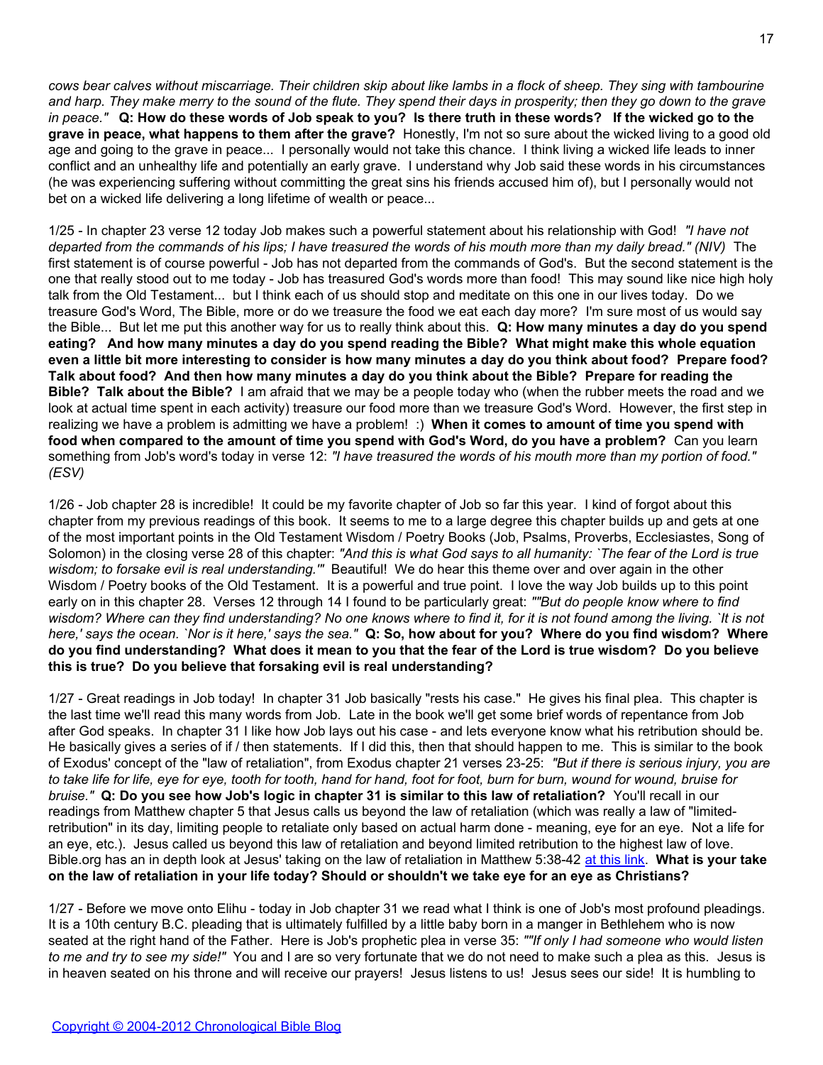*cows bear calves without miscarriage. Their children skip about like lambs in a flock of sheep. They sing with tambourine and harp. They make merry to the sound of the flute. They spend their days in prosperity; then they go down to the grave in peace."* **Q: How do these words of Job speak to you? Is there truth in these words? If the wicked go to the grave in peace, what happens to them after the grave?** Honestly, I'm not so sure about the wicked living to a good old age and going to the grave in peace... I personally would not take this chance. I think living a wicked life leads to inner conflict and an unhealthy life and potentially an early grave. I understand why Job said these words in his circumstances (he was experiencing suffering without committing the great sins his friends accused him of), but I personally would not bet on a wicked life delivering a long lifetime of wealth or peace...

1/25 - In chapter 23 verse 12 today Job makes such a powerful statement about his relationship with God! *"I have not departed from the commands of his lips; I have treasured the words of his mouth more than my daily bread." (NIV)* The first statement is of course powerful - Job has not departed from the commands of God's. But the second statement is the one that really stood out to me today - Job has treasured God's words more than food! This may sound like nice high holy talk from the Old Testament... but I think each of us should stop and meditate on this one in our lives today. Do we treasure God's Word, The Bible, more or do we treasure the food we eat each day more? I'm sure most of us would say the Bible... But let me put this another way for us to really think about this. **Q: How many minutes a day do you spend eating? And how many minutes a day do you spend reading the Bible? What might make this whole equation even a little bit more interesting to consider is how many minutes a day do you think about food? Prepare food? Talk about food? And then how many minutes a day do you think about the Bible? Prepare for reading the Bible? Talk about the Bible?** I am afraid that we may be a people today who (when the rubber meets the road and we look at actual time spent in each activity) treasure our food more than we treasure God's Word. However, the first step in realizing we have a problem is admitting we have a problem! :) **When it comes to amount of time you spend with food when compared to the amount of time you spend with God's Word, do you have a problem?** Can you learn something from Job's word's today in verse 12: *"I have treasured the words of his mouth more than my portion of food." (ESV)*

1/26 - Job chapter 28 is incredible! It could be my favorite chapter of Job so far this year. I kind of forgot about this chapter from my previous readings of this book. It seems to me to a large degree this chapter builds up and gets at one of the most important points in the Old Testament Wisdom / Poetry Books (Job, Psalms, Proverbs, Ecclesiastes, Song of Solomon) in the closing verse 28 of this chapter: *"And this is what God says to all humanity: `The fear of the Lord is true wisdom; to forsake evil is real understanding.'"* Beautiful! We do hear this theme over and over again in the other Wisdom / Poetry books of the Old Testament. It is a powerful and true point. I love the way Job builds up to this point early on in this chapter 28. Verses 12 through 14 I found to be particularly great: *""But do people know where to find wisdom? Where can they find understanding? No one knows where to find it, for it is not found among the living. `It is not here,' says the ocean. `Nor is it here,' says the sea."* **Q: So, how about for you? Where do you find wisdom? Where do you find understanding? What does it mean to you that the fear of the Lord is true wisdom? Do you believe this is true? Do you believe that forsaking evil is real understanding?**

1/27 - Great readings in Job today! In chapter 31 Job basically "rests his case." He gives his final plea. This chapter is the last time we'll read this many words from Job. Late in the book we'll get some brief words of repentance from Job after God speaks. In chapter 31 I like how Job lays out his case - and lets everyone know what his retribution should be. He basically gives a series of if / then statements. If I did this, then that should happen to me. This is similar to the book of Exodus' concept of the "law of retaliation", from Exodus chapter 21 verses 23-25: *"But if there is serious injury, you are to take life for life, eye for eye, tooth for tooth, hand for hand, foot for foot, burn for burn, wound for wound, bruise for bruise."* **Q: Do you see how Job's logic in chapter 31 is similar to this law of retaliation?** You'll recall in our readings from Matthew chapter 5 that Jesus calls us beyond the law of retaliation (which was really a law of "limited-retribution" in its day, limiting people to retaliate only based on actual harm done - meaning, eye for an eye. Not a life for an eye, etc.). Jesus called us beyond this law of retaliation and beyond limited retribution to the highest law of love. Bible.org has an in depth look at Jesus' taking on the law of retaliation in Matthew 5:38-42 [at this link](). **What is your take on the law of retaliation in your life today? Should or shouldn't we take eye for an eye as Christians?**

1/27 - Before we move onto Elihu - today in Job chapter 31 we read what I think is one of Job's most profound pleadings. It is a 10th century B.C. pleading that is ultimately fulfilled by a little baby born in a manger in Bethlehem who is now seated at the right hand of the Father. Here is Job's prophetic plea in verse 35: *""If only I had someone who would listen to me and try to see my side!"* You and I are so very fortunate that we do not need to make such a plea as this. Jesus is in heaven seated on his throne and will receive our prayers! Jesus listens to us! Jesus sees our side! It is humbling to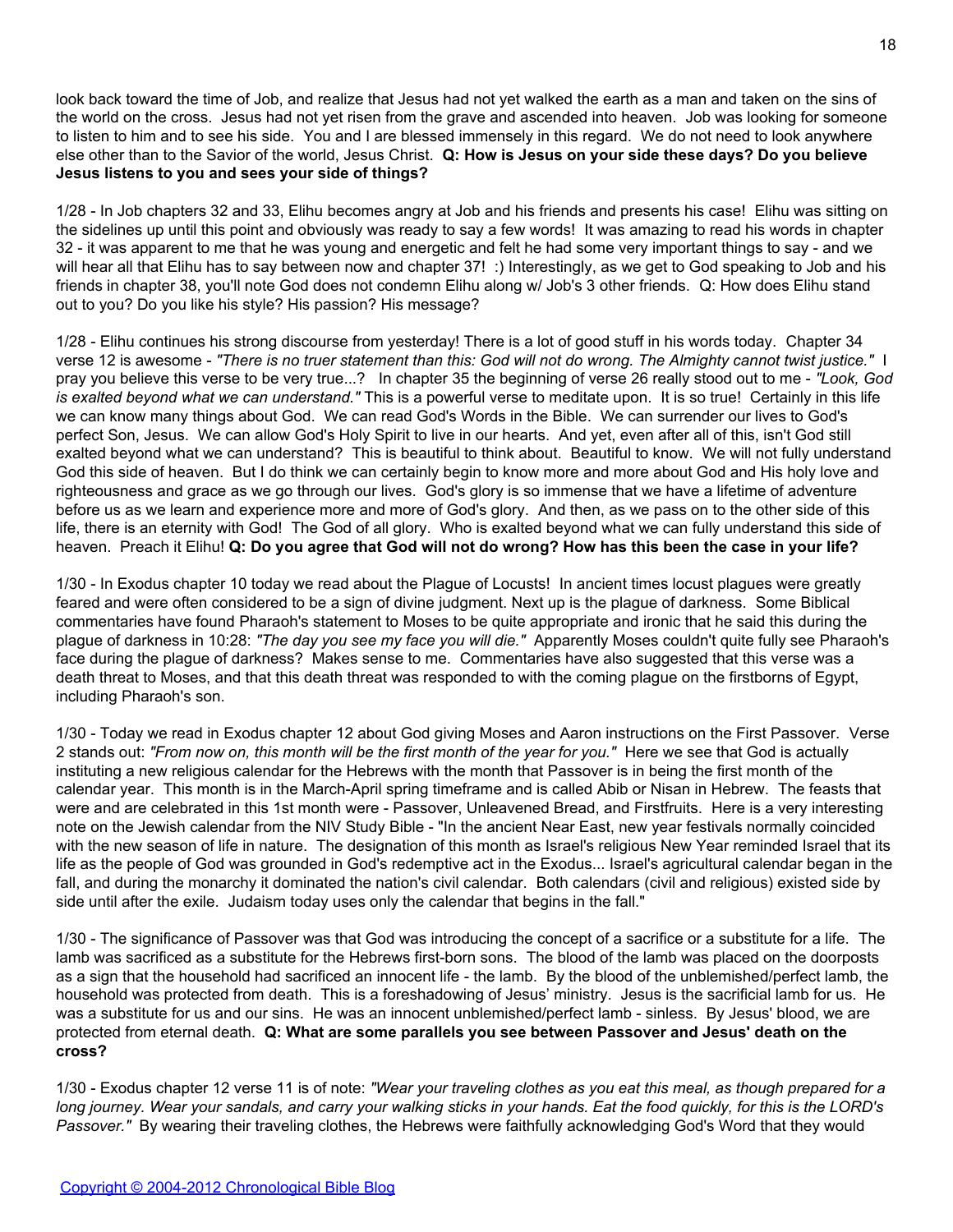look back toward the time of Job, and realize that Jesus had not yet walked the earth as a man and taken on the sins of the world on the cross. Jesus had not yet risen from the grave and ascended into heaven. Job was looking for someone to listen to him and to see his side. You and I are blessed immensely in this regard. We do not need to look anywhere else other than to the Savior of the world, Jesus Christ. **Q: How is Jesus on your side these days? Do you believe Jesus listens to you and sees your side of things?**

1/28 - In Job chapters 32 and 33, Elihu becomes angry at Job and his friends and presents his case! Elihu was sitting on the sidelines up until this point and obviously was ready to say a few words! It was amazing to read his words in chapter 32 - it was apparent to me that he was young and energetic and felt he had some very important things to say - and we will hear all that Elihu has to say between now and chapter 37! :) Interestingly, as we get to God speaking to Job and his friends in chapter 38, you'll note God does not condemn Elihu along w/ Job's 3 other friends. Q: How does Elihu stand out to you? Do you like his style? His passion? His message?

1/28 - Elihu continues his strong discourse from yesterday! There is a lot of good stuff in his words today. Chapter 34 verse 12 is awesome - *"There is no truer statement than this: God will not do wrong. The Almighty cannot twist justice."* I pray you believe this verse to be very true...? In chapter 35 the beginning of verse 26 really stood out to me - *"Look, God is exalted beyond what we can understand."* This is a powerful verse to meditate upon. It is so true! Certainly in this life we can know many things about God. We can read God's Words in the Bible. We can surrender our lives to God's perfect Son, Jesus. We can allow God's Holy Spirit to live in our hearts. And yet, even after all of this, isn't God still exalted beyond what we can understand? This is beautiful to think about. Beautiful to know. We will not fully understand God this side of heaven. But I do think we can certainly begin to know more and more about God and His holy love and righteousness and grace as we go through our lives. God's glory is so immense that we have a lifetime of adventure before us as we learn and experience more and more of God's glory. And then, as we pass on to the other side of this life, there is an eternity with God! The God of all glory. Who is exalted beyond what we can fully understand this side of heaven. Preach it Elihu! **Q: Do you agree that God will not do wrong? How has this been the case in your life?**

1/30 - In Exodus chapter 10 today we read about the Plague of Locusts! In ancient times locust plagues were greatly feared and were often considered to be a sign of divine judgment. Next up is the plague of darkness. Some Biblical commentaries have found Pharaoh's statement to Moses to be quite appropriate and ironic that he said this during the plague of darkness in 10:28: *"The day you see my face you will die."* Apparently Moses couldn't quite fully see Pharaoh's face during the plague of darkness? Makes sense to me. Commentaries have also suggested that this verse was a death threat to Moses, and that this death threat was responded to with the coming plague on the firstborns of Egypt, including Pharaoh's son.

1/30 - Today we read in Exodus chapter 12 about God giving Moses and Aaron instructions on the First Passover. Verse 2 stands out: *"From now on, this month will be the first month of the year for you."* Here we see that God is actually instituting a new religious calendar for the Hebrews with the month that Passover is in being the first month of the calendar year. This month is in the March-April spring timeframe and is called Abib or Nisan in Hebrew. The feasts that were and are celebrated in this 1st month were - Passover, Unleavened Bread, and Firstfruits. Here is a very interesting note on the Jewish calendar from the NIV Study Bible - "In the ancient Near East, new year festivals normally coincided with the new season of life in nature. The designation of this month as Israel's religious New Year reminded Israel that its life as the people of God was grounded in God's redemptive act in the Exodus... Israel's agricultural calendar began in the fall, and during the monarchy it dominated the nation's civil calendar. Both calendars (civil and religious) existed side by side until after the exile. Judaism today uses only the calendar that begins in the fall."

1/30 - The significance of Passover was that God was introducing the concept of a sacrifice or a substitute for a life. The lamb was sacrificed as a substitute for the Hebrews first-born sons. The blood of the lamb was placed on the doorposts as a sign that the household had sacrificed an innocent life - the lamb. By the blood of the unblemished/perfect lamb, the household was protected from death. This is a foreshadowing of Jesus' ministry. Jesus is the sacrificial lamb for us. He was a substitute for us and our sins. He was an innocent unblemished/perfect lamb - sinless. By Jesus' blood, we are protected from eternal death. **Q: What are some parallels you see between Passover and Jesus' death on the cross?**

1/30 - Exodus chapter 12 verse 11 is of note: *"Wear your traveling clothes as you eat this meal, as though prepared for a long journey. Wear your sandals, and carry your walking sticks in your hands. Eat the food quickly, for this is the LORD's Passover."* By wearing their traveling clothes, the Hebrews were faithfully acknowledging God's Word that they would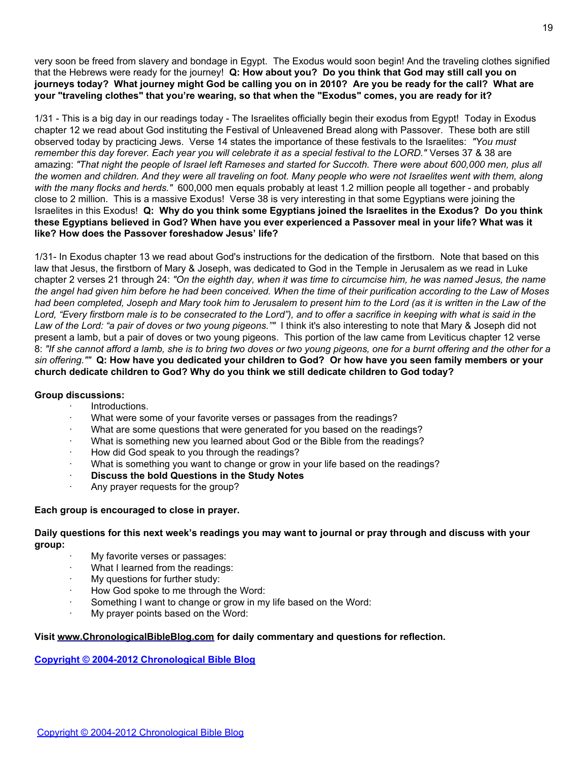very soon be freed from slavery and bondage in Egypt. The Exodus would soon begin! And the traveling clothes signified that the Hebrews were ready for the journey! **Q: How about you? Do you think that God may still call you on journeys today? What journey might God be calling you on in 2010? Are you be ready for the call? What are your "traveling clothes" that you're wearing, so that when the "Exodus" comes, you are ready for it?**

1/31 - This is a big day in our readings today - The Israelites officially begin their exodus from Egypt! Today in Exodus chapter 12 we read about God instituting the Festival of Unleavened Bread along with Passover. These both are still observed today by practicing Jews. Verse 14 states the importance of these festivals to the Israelites: *"You must remember this day forever. Each year you will celebrate it as a special festival to the LORD."* Verses 37 & 38 are amazing: *"That night the people of Israel left Rameses and started for Succoth. There were about 600,000 men, plus all the women and children. And they were all traveling on foot. Many people who were not Israelites went with them, along with the many flocks and herds."* 600,000 men equals probably at least 1.2 million people all together - and probably close to 2 million. This is a massive Exodus! Verse 38 is very interesting in that some Egyptians were joining the Israelites in this Exodus! **Q: Why do you think some Egyptians joined the Israelites in the Exodus? Do you think these Egyptians believed in God? When have you ever experienced a Passover meal in your life? What was it like? How does the Passover foreshadow Jesus' life?**

1/31- In Exodus chapter 13 we read about God's instructions for the dedication of the firstborn. Note that based on this law that Jesus, the firstborn of Mary & Joseph, was dedicated to God in the Temple in Jerusalem as we read in Luke chapter 2 verses 21 through 24: *"On the eighth day, when it was time to circumcise him, he was named Jesus, the name the angel had given him before he had been conceived. When the time of their purification according to the Law of Moses had been completed, Joseph and Mary took him to Jerusalem to present him to the Lord (as it is written in the Law of the Lord, "Every firstborn male is to be consecrated to the Lord"), and to offer a sacrifice in keeping with what is said in the Law of the Lord: "a pair of doves or two young pigeons.""* I think it's also interesting to note that Mary & Joseph did not present a lamb, but a pair of doves or two young pigeons. This portion of the law came from Leviticus chapter 12 verse 8: *"If she cannot afford a lamb, she is to bring two doves or two young pigeons, one for a burnt offering and the other for a sin offering.""* **Q: How have you dedicated your children to God? Or how have you seen family members or your church dedicate children to God? Why do you think we still dedicate children to God today?**

**Group discussions:**

- Introductions.
- What were some of your favorite verses or passages from the readings?
- What are some questions that were generated for you based on the readings?
- What is something new you learned about God or the Bible from the readings?
- How did God speak to you through the readings?
- What is something you want to change or grow in your life based on the readings?
- **Discuss the bold Questions in the Study Notes**
- Any prayer requests for the group?

**Each group is encouraged to close in prayer.**

**Daily questions for this next week's readings you may want to journal or pray through and discuss with your group:**

- My favorite verses or passages:
- What I learned from the readings:
- My questions for further study:
- How God spoke to me through the Word:
- Something I want to change or grow in my life based on the Word:
- My prayer points based on the Word:

**Visit [www.ChronologicalBibleBlog.com](http://www.ChronologicalBibleBlog.com) for daily commentary and questions for reflection.**

**Copyright © 2004-2012 Chronological Bible Blog**